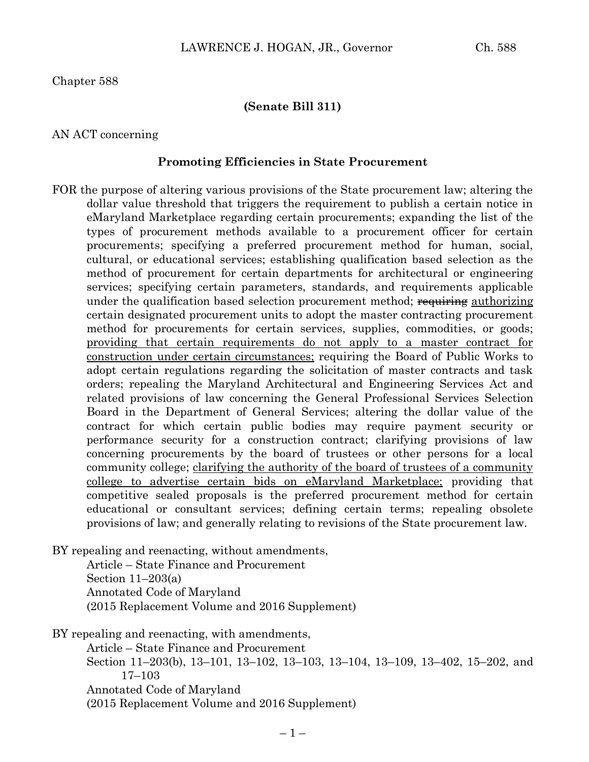Chapter 588

**(Senate Bill 311)**

AN ACT concerning

**Promoting Efficiencies in State Procurement**

FOR the purpose of altering various provisions of the State procurement law; altering the dollar value threshold that triggers the requirement to publish a certain notice in eMaryland Marketplace regarding certain procurements; expanding the list of the types of procurement methods available to a procurement officer for certain procurements; specifying a preferred procurement method for human, social, cultural, or educational services; establishing qualification based selection as the method of procurement for certain departments for architectural or engineering services; specifying certain parameters, standards, and requirements applicable under the qualification based selection procurement method; ~~requiring~~ authorizing certain designated procurement units to adopt the master contracting procurement method for procurements for certain services, supplies, commodities, or goods; providing that certain requirements do not apply to a master contract for construction under certain circumstances; requiring the Board of Public Works to adopt certain regulations regarding the solicitation of master contracts and task orders; repealing the Maryland Architectural and Engineering Services Act and related provisions of law concerning the General Professional Services Selection Board in the Department of General Services; altering the dollar value of the contract for which certain public bodies may require payment security or performance security for a construction contract; clarifying provisions of law concerning procurements by the board of trustees or other persons for a local community college; clarifying the authority of the board of trustees of a community college to advertise certain bids on eMaryland Marketplace; providing that competitive sealed proposals is the preferred procurement method for certain educational or consultant services; defining certain terms; repealing obsolete provisions of law; and generally relating to revisions of the State procurement law.

BY repealing and reenacting, without amendments,
Article – State Finance and Procurement
Section 11–203(a)
Annotated Code of Maryland
(2015 Replacement Volume and 2016 Supplement)

BY repealing and reenacting, with amendments,
Article – State Finance and Procurement
Section 11–203(b), 13–101, 13–102, 13–103, 13–104, 13–109, 13–402, 15–202, and 17–103
Annotated Code of Maryland
(2015 Replacement Volume and 2016 Supplement)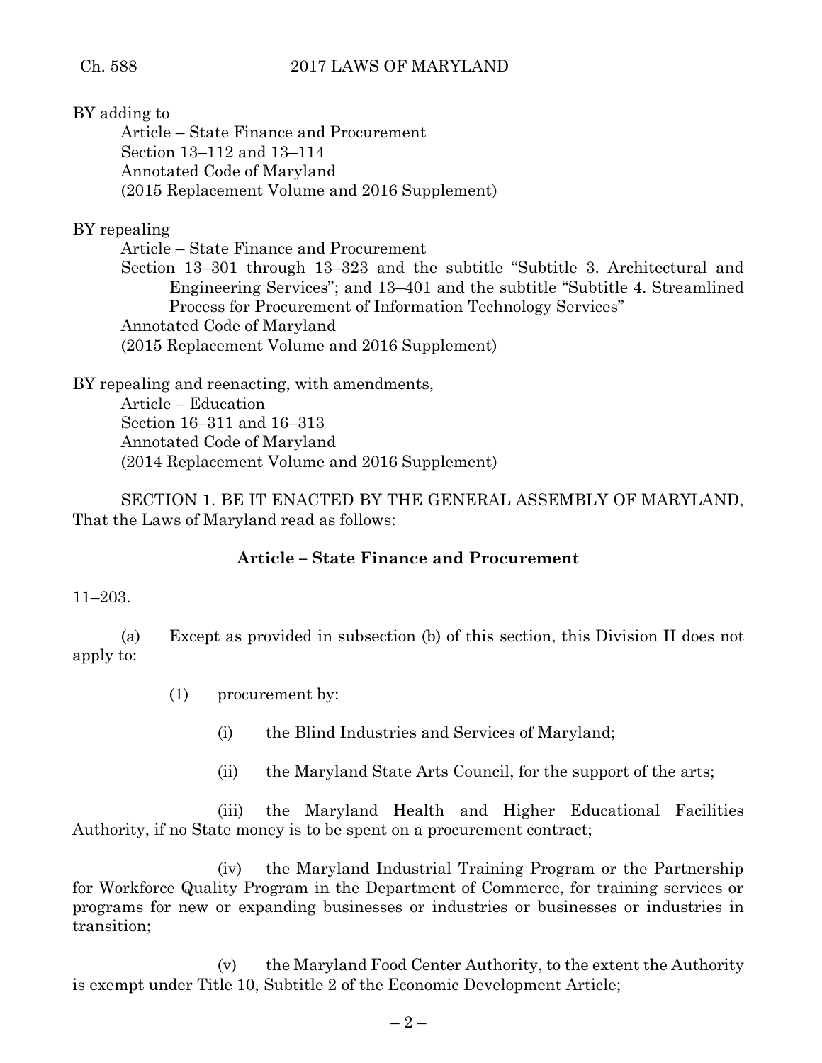BY adding to

Article – State Finance and Procurement
Section 13–112 and 13–114
Annotated Code of Maryland
(2015 Replacement Volume and 2016 Supplement)

BY repealing

Article – State Finance and Procurement
Section 13–301 through 13–323 and the subtitle "Subtitle 3. Architectural and Engineering Services"; and 13–401 and the subtitle "Subtitle 4. Streamlined Process for Procurement of Information Technology Services"
Annotated Code of Maryland
(2015 Replacement Volume and 2016 Supplement)

BY repealing and reenacting, with amendments,

Article – Education
Section 16–311 and 16–313
Annotated Code of Maryland
(2014 Replacement Volume and 2016 Supplement)

SECTION 1. BE IT ENACTED BY THE GENERAL ASSEMBLY OF MARYLAND, That the Laws of Maryland read as follows:

**Article – State Finance and Procurement**

11–203.

(a) Except as provided in subsection (b) of this section, this Division II does not apply to:

(1) procurement by:

(i) the Blind Industries and Services of Maryland;

(ii) the Maryland State Arts Council, for the support of the arts;

(iii) the Maryland Health and Higher Educational Facilities Authority, if no State money is to be spent on a procurement contract;

(iv) the Maryland Industrial Training Program or the Partnership for Workforce Quality Program in the Department of Commerce, for training services or programs for new or expanding businesses or industries or businesses or industries in transition;

(v) the Maryland Food Center Authority, to the extent the Authority is exempt under Title 10, Subtitle 2 of the Economic Development Article;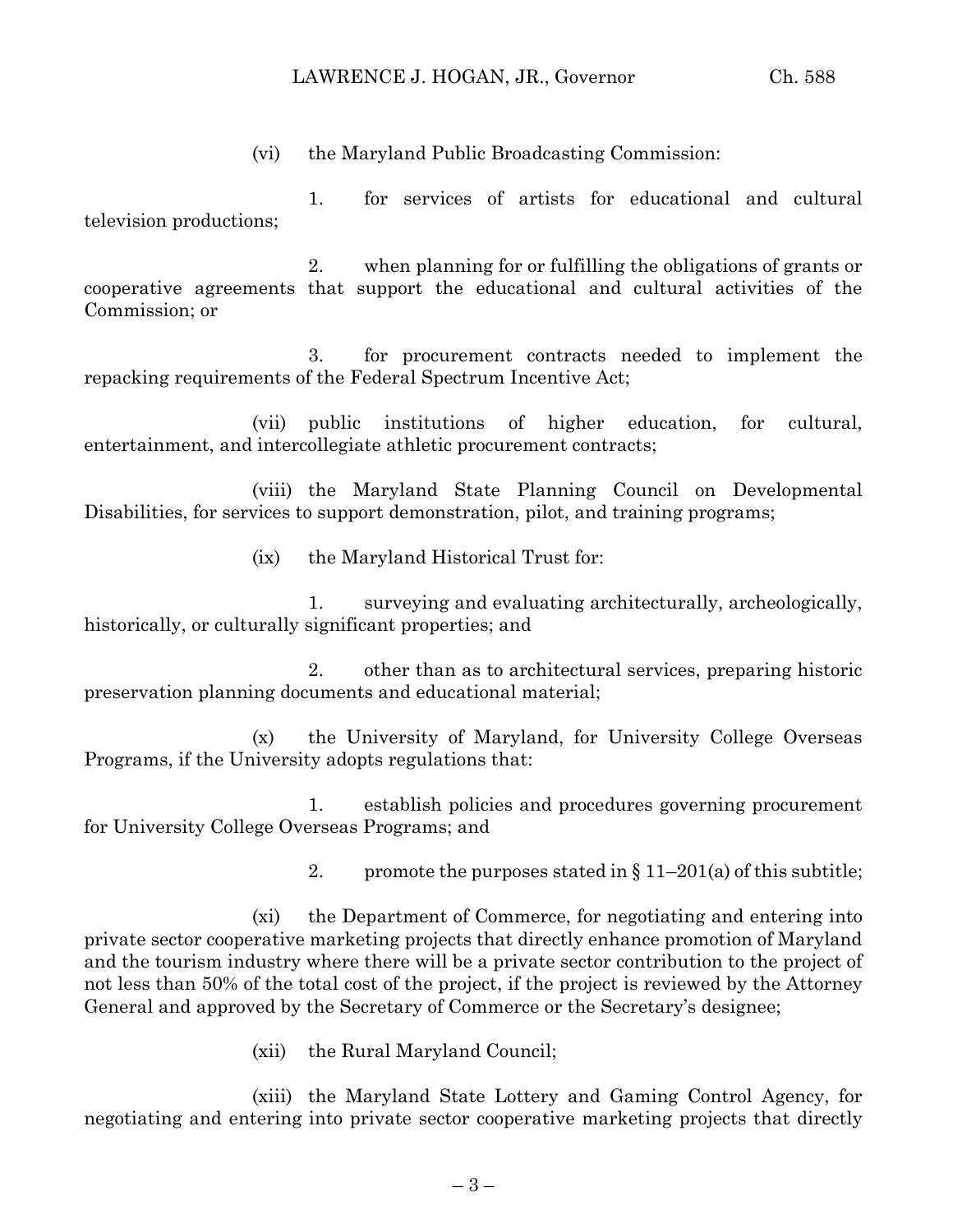(vi) the Maryland Public Broadcasting Commission:

1. for services of artists for educational and cultural television productions;

2. when planning for or fulfilling the obligations of grants or cooperative agreements that support the educational and cultural activities of the Commission; or

3. for procurement contracts needed to implement the repacking requirements of the Federal Spectrum Incentive Act;

(vii) public institutions of higher education, for cultural, entertainment, and intercollegiate athletic procurement contracts;

(viii) the Maryland State Planning Council on Developmental Disabilities, for services to support demonstration, pilot, and training programs;

(ix) the Maryland Historical Trust for:

1. surveying and evaluating architecturally, archeologically, historically, or culturally significant properties; and

2. other than as to architectural services, preparing historic preservation planning documents and educational material;

(x) the University of Maryland, for University College Overseas Programs, if the University adopts regulations that:

1. establish policies and procedures governing procurement for University College Overseas Programs; and

2. promote the purposes stated in § 11–201(a) of this subtitle;

(xi) the Department of Commerce, for negotiating and entering into private sector cooperative marketing projects that directly enhance promotion of Maryland and the tourism industry where there will be a private sector contribution to the project of not less than 50% of the total cost of the project, if the project is reviewed by the Attorney General and approved by the Secretary of Commerce or the Secretary's designee;

(xii) the Rural Maryland Council;

(xiii) the Maryland State Lottery and Gaming Control Agency, for negotiating and entering into private sector cooperative marketing projects that directly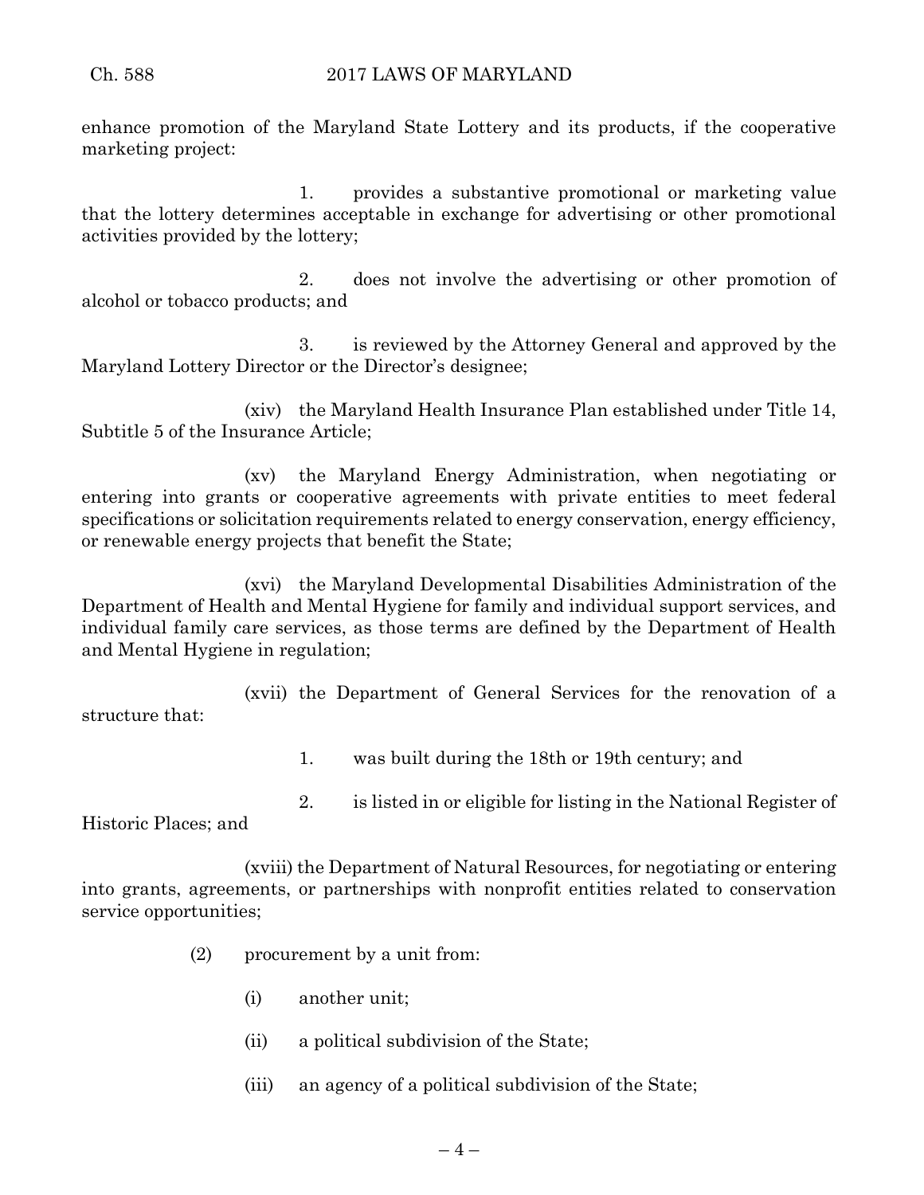enhance promotion of the Maryland State Lottery and its products, if the cooperative marketing project:

1. provides a substantive promotional or marketing value that the lottery determines acceptable in exchange for advertising or other promotional activities provided by the lottery;

2. does not involve the advertising or other promotion of alcohol or tobacco products; and

3. is reviewed by the Attorney General and approved by the Maryland Lottery Director or the Director's designee;

(xiv) the Maryland Health Insurance Plan established under Title 14, Subtitle 5 of the Insurance Article;

(xv) the Maryland Energy Administration, when negotiating or entering into grants or cooperative agreements with private entities to meet federal specifications or solicitation requirements related to energy conservation, energy efficiency, or renewable energy projects that benefit the State;

(xvi) the Maryland Developmental Disabilities Administration of the Department of Health and Mental Hygiene for family and individual support services, and individual family care services, as those terms are defined by the Department of Health and Mental Hygiene in regulation;

(xvii) the Department of General Services for the renovation of a structure that:

1. was built during the 18th or 19th century; and

2. is listed in or eligible for listing in the National Register of Historic Places; and

(xviii) the Department of Natural Resources, for negotiating or entering into grants, agreements, or partnerships with nonprofit entities related to conservation service opportunities;

(2) procurement by a unit from:

(i) another unit;

(ii) a political subdivision of the State;

(iii) an agency of a political subdivision of the State;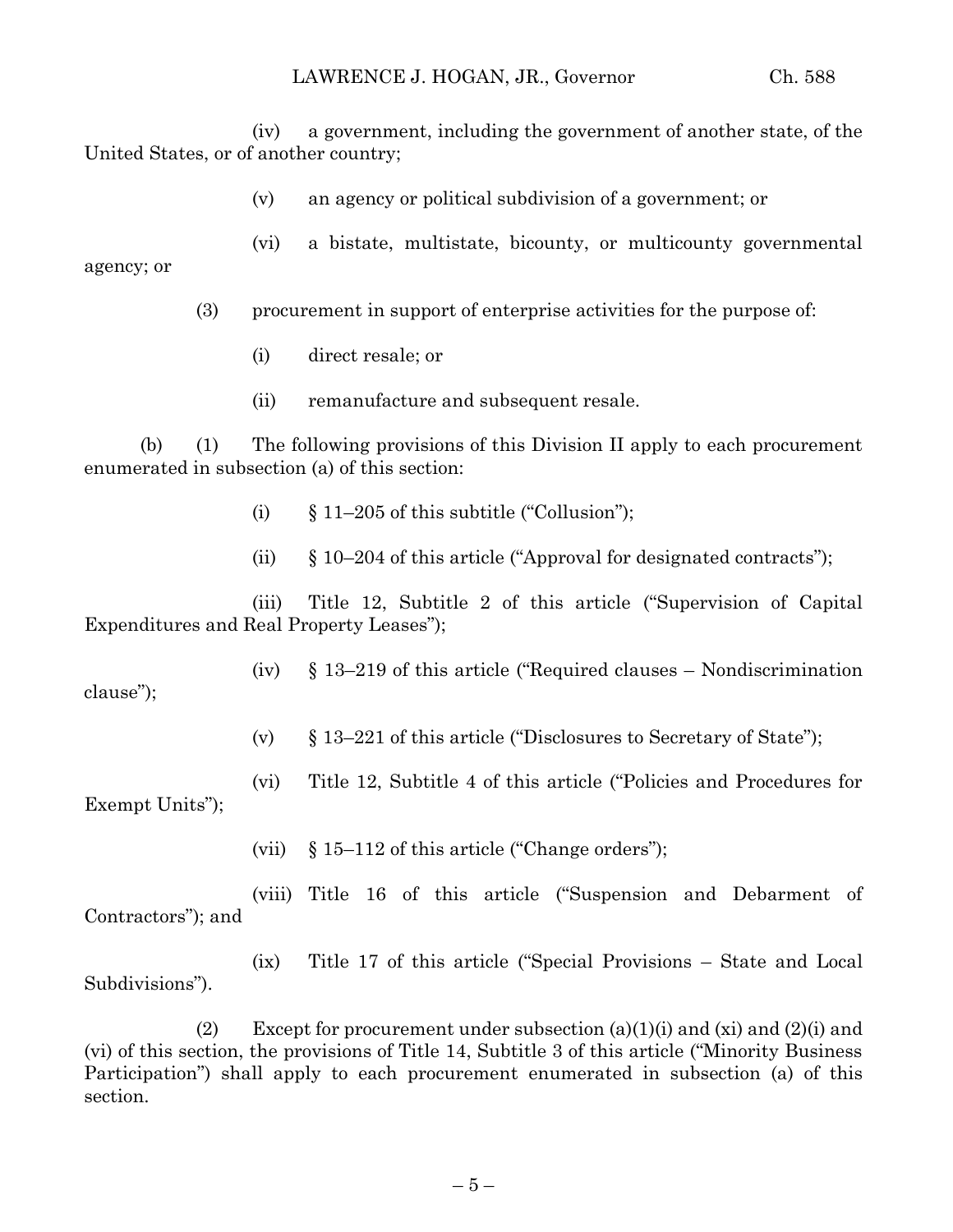(iv) a government, including the government of another state, of the United States, or of another country;

(v) an agency or political subdivision of a government; or

(vi) a bistate, multistate, bicounty, or multicounty governmental agency; or

(3) procurement in support of enterprise activities for the purpose of:

(i) direct resale; or

(ii) remanufacture and subsequent resale.

(b) (1) The following provisions of this Division II apply to each procurement enumerated in subsection (a) of this section:

(i) § 11–205 of this subtitle ("Collusion");

(ii) § 10–204 of this article ("Approval for designated contracts");

(iii) Title 12, Subtitle 2 of this article ("Supervision of Capital Expenditures and Real Property Leases");

(iv) § 13–219 of this article ("Required clauses – Nondiscrimination clause");

(v) § 13–221 of this article ("Disclosures to Secretary of State");

(vi) Title 12, Subtitle 4 of this article ("Policies and Procedures for Exempt Units");

(vii) § 15–112 of this article ("Change orders");

(viii) Title 16 of this article ("Suspension and Debarment of Contractors"); and

(ix) Title 17 of this article ("Special Provisions – State and Local Subdivisions").

(2) Except for procurement under subsection (a)(1)(i) and (xi) and (2)(i) and (vi) of this section, the provisions of Title 14, Subtitle 3 of this article ("Minority Business Participation") shall apply to each procurement enumerated in subsection (a) of this section.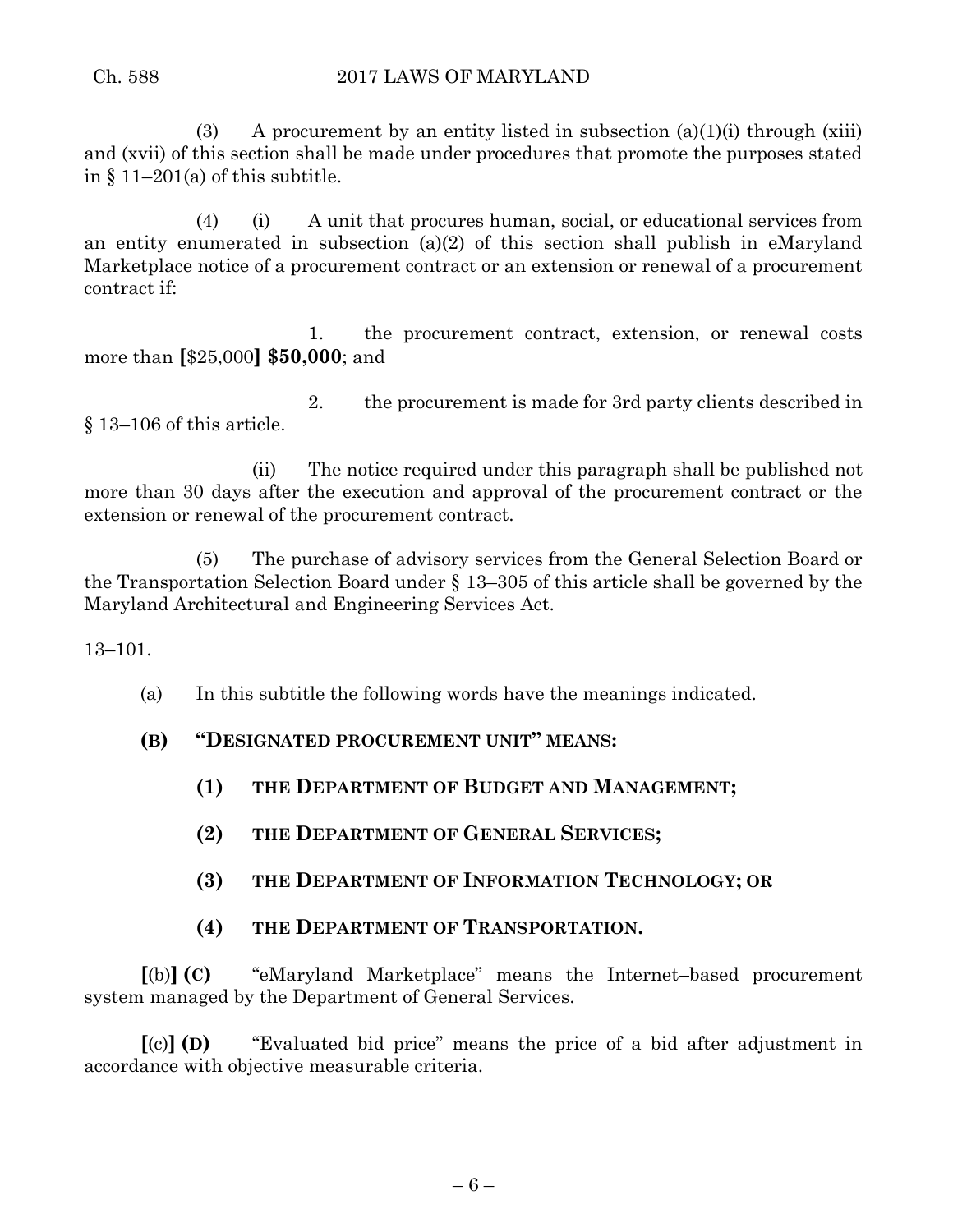(3) A procurement by an entity listed in subsection (a)(1)(i) through (xiii) and (xvii) of this section shall be made under procedures that promote the purposes stated in § 11–201(a) of this subtitle.

(4) (i) A unit that procures human, social, or educational services from an entity enumerated in subsection (a)(2) of this section shall publish in eMaryland Marketplace notice of a procurement contract or an extension or renewal of a procurement contract if:

1. the procurement contract, extension, or renewal costs more than **[**$25,000**] $50,000**; and

2. the procurement is made for 3rd party clients described in § 13–106 of this article.

(ii) The notice required under this paragraph shall be published not more than 30 days after the execution and approval of the procurement contract or the extension or renewal of the procurement contract.

(5) The purchase of advisory services from the General Selection Board or the Transportation Selection Board under § 13–305 of this article shall be governed by the Maryland Architectural and Engineering Services Act.

13–101.

(a) In this subtitle the following words have the meanings indicated.

**(B) "DESIGNATED PROCUREMENT UNIT" MEANS:**

**(1) THE DEPARTMENT OF BUDGET AND MANAGEMENT;**

**(2) THE DEPARTMENT OF GENERAL SERVICES;**

**(3) THE DEPARTMENT OF INFORMATION TECHNOLOGY; OR**

**(4) THE DEPARTMENT OF TRANSPORTATION.**

**[**(b)**] (C)** "eMaryland Marketplace" means the Internet–based procurement system managed by the Department of General Services.

**[**(c)**] (D)** "Evaluated bid price" means the price of a bid after adjustment in accordance with objective measurable criteria.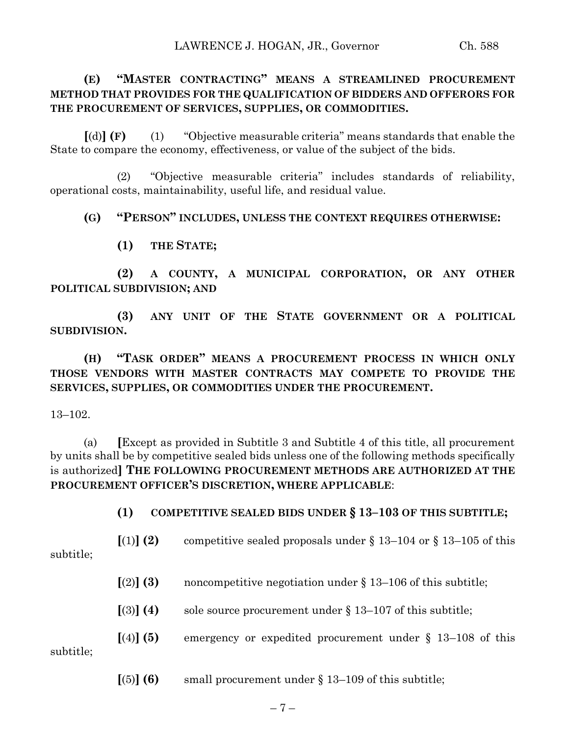**(E) "MASTER CONTRACTING" MEANS A STREAMLINED PROCUREMENT METHOD THAT PROVIDES FOR THE QUALIFICATION OF BIDDERS AND OFFERORS FOR THE PROCUREMENT OF SERVICES, SUPPLIES, OR COMMODITIES.**

[(d)] **(F)** (1) "Objective measurable criteria" means standards that enable the State to compare the economy, effectiveness, or value of the subject of the bids.

(2) "Objective measurable criteria" includes standards of reliability, operational costs, maintainability, useful life, and residual value.

**(G) "PERSON" INCLUDES, UNLESS THE CONTEXT REQUIRES OTHERWISE:**

**(1) THE STATE;**

**(2) A COUNTY, A MUNICIPAL CORPORATION, OR ANY OTHER POLITICAL SUBDIVISION; AND**

**(3) ANY UNIT OF THE STATE GOVERNMENT OR A POLITICAL SUBDIVISION.**

**(H) "TASK ORDER" MEANS A PROCUREMENT PROCESS IN WHICH ONLY THOSE VENDORS WITH MASTER CONTRACTS MAY COMPETE TO PROVIDE THE SERVICES, SUPPLIES, OR COMMODITIES UNDER THE PROCUREMENT.**

13–102.

(a) **[**Except as provided in Subtitle 3 and Subtitle 4 of this title, all procurement by units shall be by competitive sealed bids unless one of the following methods specifically is authorized**] THE FOLLOWING PROCUREMENT METHODS ARE AUTHORIZED AT THE PROCUREMENT OFFICER'S DISCRETION, WHERE APPLICABLE**:

**(1) COMPETITIVE SEALED BIDS UNDER § 13–103 OF THIS SUBTITLE;**

**[**(1)**] (2)** competitive sealed proposals under § 13–104 or § 13–105 of this subtitle;

**[**(2)**] (3)** noncompetitive negotiation under § 13–106 of this subtitle;

**[**(3)**] (4)** sole source procurement under § 13–107 of this subtitle;

**[**(4)**] (5)** emergency or expedited procurement under § 13–108 of this subtitle;

**[**(5)**] (6)** small procurement under § 13–109 of this subtitle;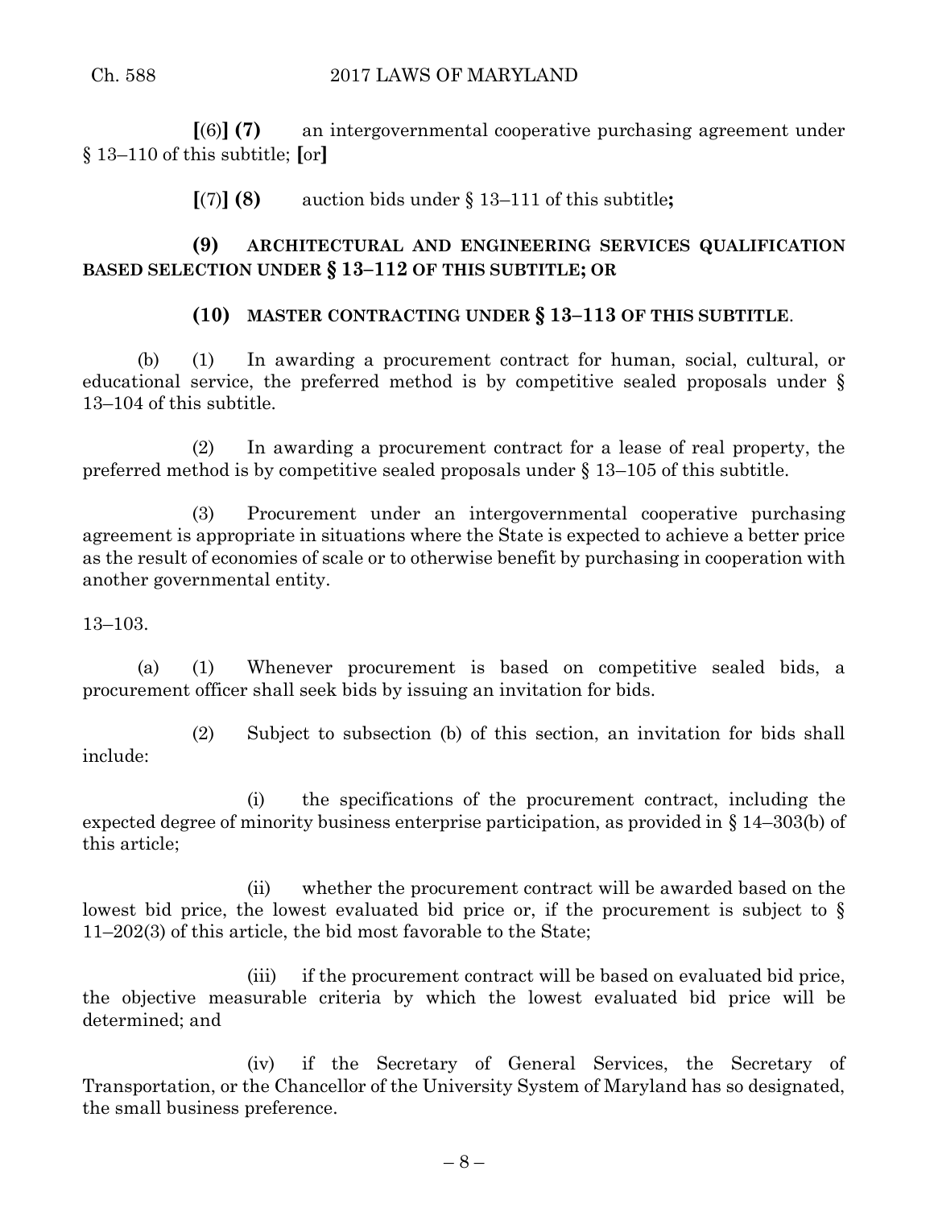**[**(6)**] (7)** an intergovernmental cooperative purchasing agreement under § 13–110 of this subtitle; **[**or**]**

**[**(7)**] (8)** auction bids under § 13–111 of this subtitle**;**

**(9) ARCHITECTURAL AND ENGINEERING SERVICES QUALIFICATION BASED SELECTION UNDER § 13–112 OF THIS SUBTITLE; OR**

**(10) MASTER CONTRACTING UNDER § 13–113 OF THIS SUBTITLE**.

(b) (1) In awarding a procurement contract for human, social, cultural, or educational service, the preferred method is by competitive sealed proposals under § 13–104 of this subtitle.

(2) In awarding a procurement contract for a lease of real property, the preferred method is by competitive sealed proposals under § 13–105 of this subtitle.

(3) Procurement under an intergovernmental cooperative purchasing agreement is appropriate in situations where the State is expected to achieve a better price as the result of economies of scale or to otherwise benefit by purchasing in cooperation with another governmental entity.

13–103.

(a) (1) Whenever procurement is based on competitive sealed bids, a procurement officer shall seek bids by issuing an invitation for bids.

(2) Subject to subsection (b) of this section, an invitation for bids shall include:

(i) the specifications of the procurement contract, including the expected degree of minority business enterprise participation, as provided in § 14–303(b) of this article;

(ii) whether the procurement contract will be awarded based on the lowest bid price, the lowest evaluated bid price or, if the procurement is subject to § 11–202(3) of this article, the bid most favorable to the State;

(iii) if the procurement contract will be based on evaluated bid price, the objective measurable criteria by which the lowest evaluated bid price will be determined; and

(iv) if the Secretary of General Services, the Secretary of Transportation, or the Chancellor of the University System of Maryland has so designated, the small business preference.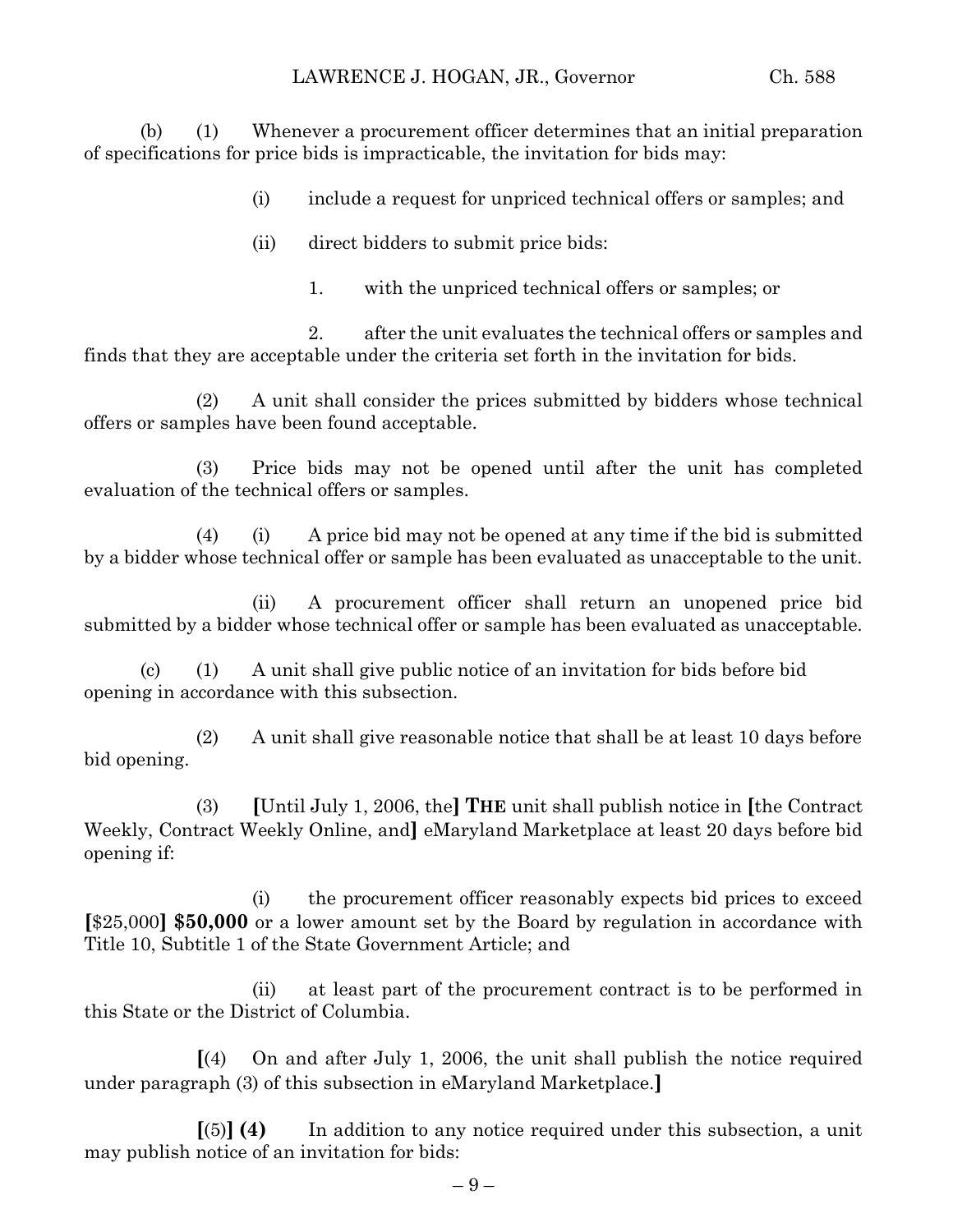(b) (1) Whenever a procurement officer determines that an initial preparation of specifications for price bids is impracticable, the invitation for bids may:

(i) include a request for unpriced technical offers or samples; and

(ii) direct bidders to submit price bids:

1. with the unpriced technical offers or samples; or

2. after the unit evaluates the technical offers or samples and finds that they are acceptable under the criteria set forth in the invitation for bids.

(2) A unit shall consider the prices submitted by bidders whose technical offers or samples have been found acceptable.

(3) Price bids may not be opened until after the unit has completed evaluation of the technical offers or samples.

(4) (i) A price bid may not be opened at any time if the bid is submitted by a bidder whose technical offer or sample has been evaluated as unacceptable to the unit.

(ii) A procurement officer shall return an unopened price bid submitted by a bidder whose technical offer or sample has been evaluated as unacceptable.

(c) (1) A unit shall give public notice of an invitation for bids before bid opening in accordance with this subsection.

(2) A unit shall give reasonable notice that shall be at least 10 days before bid opening.

(3) **[**Until July 1, 2006, the**] THE** unit shall publish notice in **[**the Contract Weekly, Contract Weekly Online, and**]** eMaryland Marketplace at least 20 days before bid opening if:

(i) the procurement officer reasonably expects bid prices to exceed **[**$25,000**] $50,000** or a lower amount set by the Board by regulation in accordance with Title 10, Subtitle 1 of the State Government Article; and

(ii) at least part of the procurement contract is to be performed in this State or the District of Columbia.

**[**(4) On and after July 1, 2006, the unit shall publish the notice required under paragraph (3) of this subsection in eMaryland Marketplace.**]**

**[**(5)**] (4)** In addition to any notice required under this subsection, a unit may publish notice of an invitation for bids: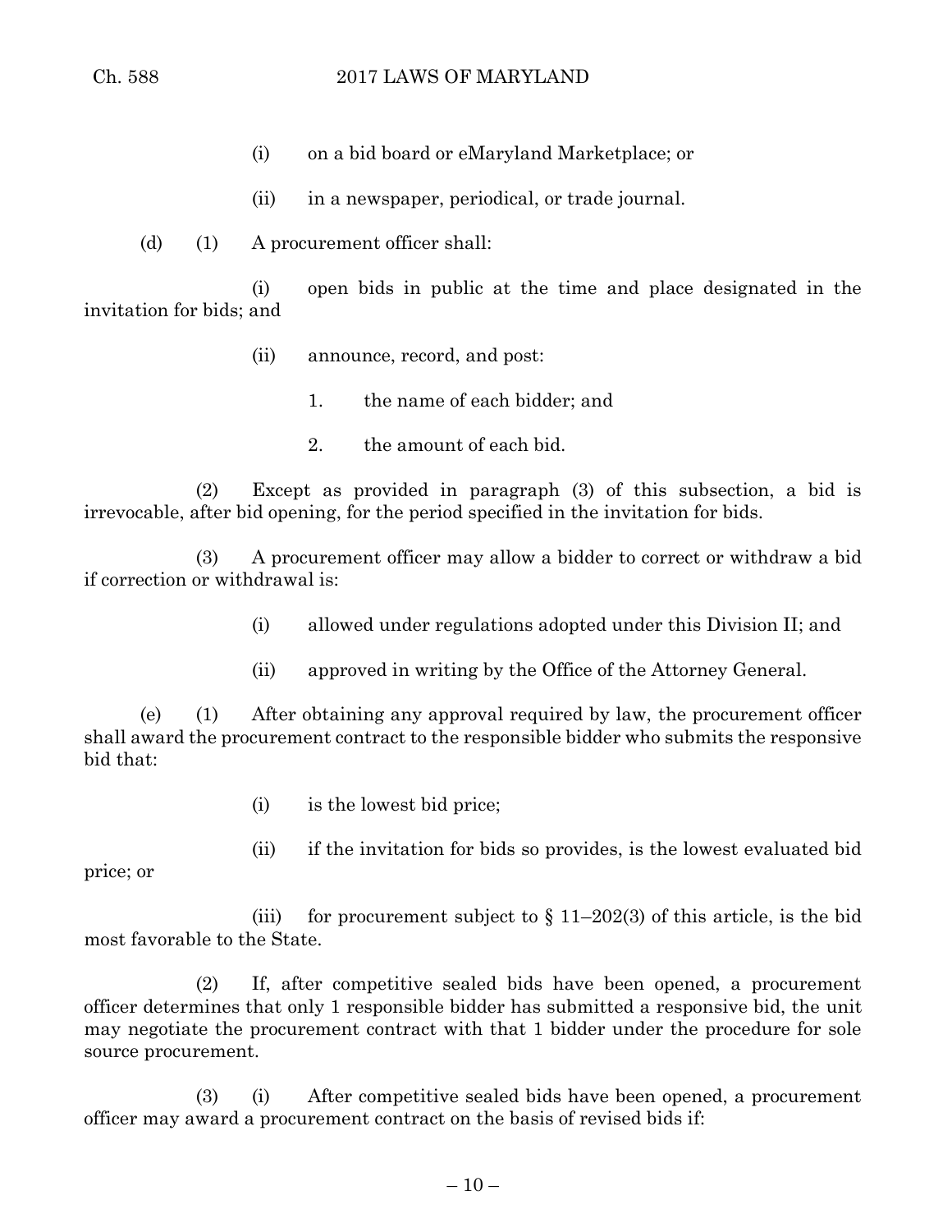(i) on a bid board or eMaryland Marketplace; or

(ii) in a newspaper, periodical, or trade journal.

(d) (1) A procurement officer shall:

(i) open bids in public at the time and place designated in the invitation for bids; and

(ii) announce, record, and post:

1. the name of each bidder; and

2. the amount of each bid.

(2) Except as provided in paragraph (3) of this subsection, a bid is irrevocable, after bid opening, for the period specified in the invitation for bids.

(3) A procurement officer may allow a bidder to correct or withdraw a bid if correction or withdrawal is:

(i) allowed under regulations adopted under this Division II; and

(ii) approved in writing by the Office of the Attorney General.

(e) (1) After obtaining any approval required by law, the procurement officer shall award the procurement contract to the responsible bidder who submits the responsive bid that:

(i) is the lowest bid price;

(ii) if the invitation for bids so provides, is the lowest evaluated bid price; or

(iii) for procurement subject to § 11–202(3) of this article, is the bid most favorable to the State.

(2) If, after competitive sealed bids have been opened, a procurement officer determines that only 1 responsible bidder has submitted a responsive bid, the unit may negotiate the procurement contract with that 1 bidder under the procedure for sole source procurement.

(3) (i) After competitive sealed bids have been opened, a procurement officer may award a procurement contract on the basis of revised bids if: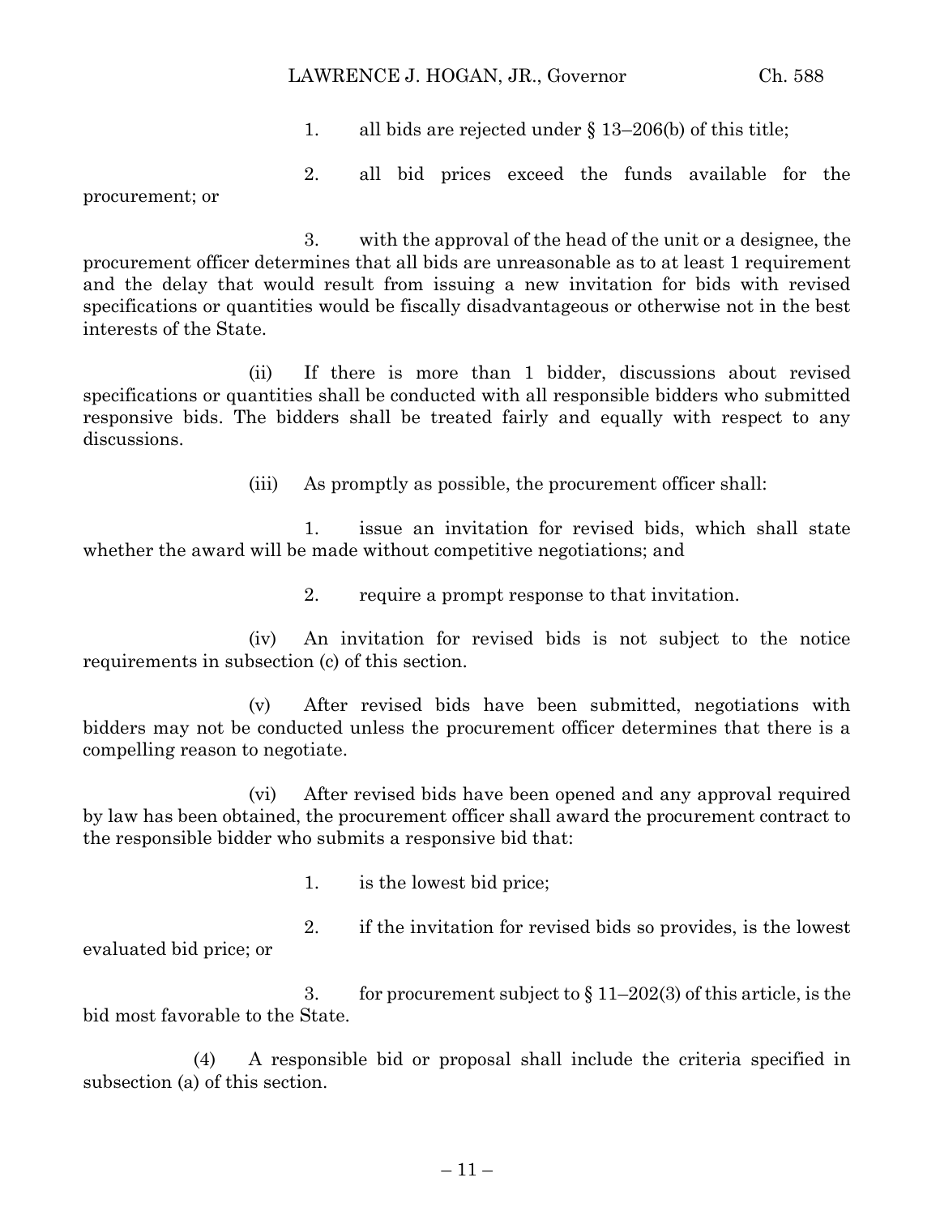1. all bids are rejected under § 13–206(b) of this title;

2. all bid prices exceed the funds available for the procurement; or

3. with the approval of the head of the unit or a designee, the procurement officer determines that all bids are unreasonable as to at least 1 requirement and the delay that would result from issuing a new invitation for bids with revised specifications or quantities would be fiscally disadvantageous or otherwise not in the best interests of the State.

(ii) If there is more than 1 bidder, discussions about revised specifications or quantities shall be conducted with all responsible bidders who submitted responsive bids. The bidders shall be treated fairly and equally with respect to any discussions.

(iii) As promptly as possible, the procurement officer shall:

1. issue an invitation for revised bids, which shall state whether the award will be made without competitive negotiations; and

2. require a prompt response to that invitation.

(iv) An invitation for revised bids is not subject to the notice requirements in subsection (c) of this section.

(v) After revised bids have been submitted, negotiations with bidders may not be conducted unless the procurement officer determines that there is a compelling reason to negotiate.

(vi) After revised bids have been opened and any approval required by law has been obtained, the procurement officer shall award the procurement contract to the responsible bidder who submits a responsive bid that:

1. is the lowest bid price;

2. if the invitation for revised bids so provides, is the lowest evaluated bid price; or

3. for procurement subject to § 11–202(3) of this article, is the bid most favorable to the State.

(4) A responsible bid or proposal shall include the criteria specified in subsection (a) of this section.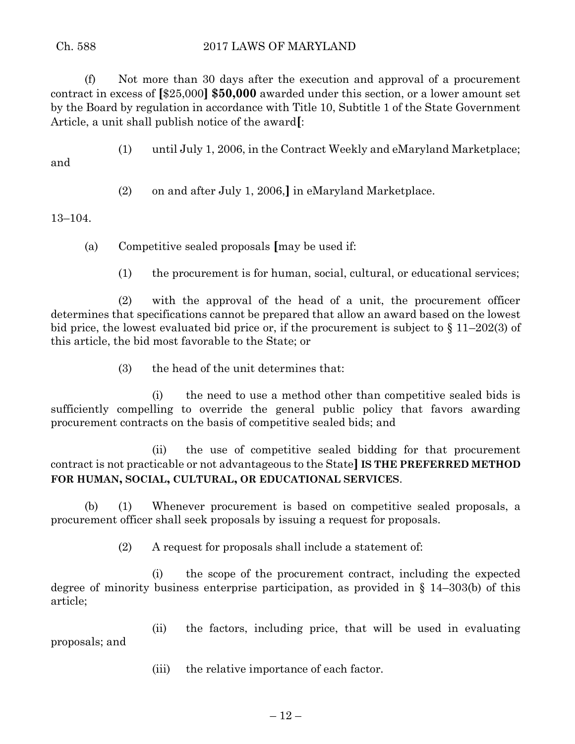(f) Not more than 30 days after the execution and approval of a procurement contract in excess of [$25,000] **$50,000** awarded under this section, or a lower amount set by the Board by regulation in accordance with Title 10, Subtitle 1 of the State Government Article, a unit shall publish notice of the award[:

(1) until July 1, 2006, in the Contract Weekly and eMaryland Marketplace; and

(2) on and after July 1, 2006,] in eMaryland Marketplace.

13–104.

(a) Competitive sealed proposals [may be used if:

(1) the procurement is for human, social, cultural, or educational services;

(2) with the approval of the head of a unit, the procurement officer determines that specifications cannot be prepared that allow an award based on the lowest bid price, the lowest evaluated bid price or, if the procurement is subject to § 11–202(3) of this article, the bid most favorable to the State; or

(3) the head of the unit determines that:

(i) the need to use a method other than competitive sealed bids is sufficiently compelling to override the general public policy that favors awarding procurement contracts on the basis of competitive sealed bids; and

(ii) the use of competitive sealed bidding for that procurement contract is not practicable or not advantageous to the State] **IS THE PREFERRED METHOD FOR HUMAN, SOCIAL, CULTURAL, OR EDUCATIONAL SERVICES**.

(b) (1) Whenever procurement is based on competitive sealed proposals, a procurement officer shall seek proposals by issuing a request for proposals.

(2) A request for proposals shall include a statement of:

(i) the scope of the procurement contract, including the expected degree of minority business enterprise participation, as provided in § 14–303(b) of this article;

(ii) the factors, including price, that will be used in evaluating proposals; and

(iii) the relative importance of each factor.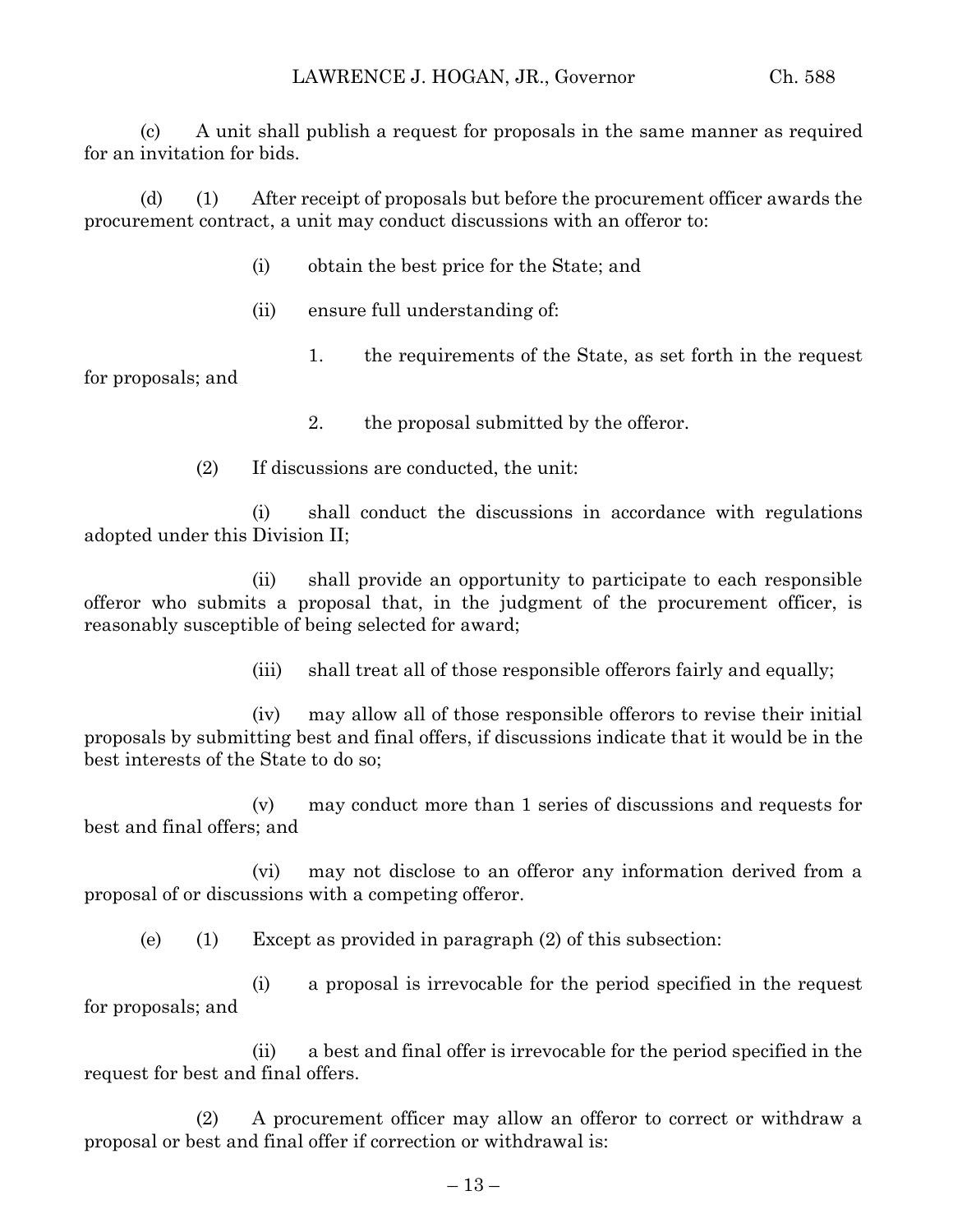(c) A unit shall publish a request for proposals in the same manner as required for an invitation for bids.

(d) (1) After receipt of proposals but before the procurement officer awards the procurement contract, a unit may conduct discussions with an offeror to:

(i) obtain the best price for the State; and

(ii) ensure full understanding of:

1. the requirements of the State, as set forth in the request for proposals; and

2. the proposal submitted by the offeror.

(2) If discussions are conducted, the unit:

(i) shall conduct the discussions in accordance with regulations adopted under this Division II;

(ii) shall provide an opportunity to participate to each responsible offeror who submits a proposal that, in the judgment of the procurement officer, is reasonably susceptible of being selected for award;

(iii) shall treat all of those responsible offerors fairly and equally;

(iv) may allow all of those responsible offerors to revise their initial proposals by submitting best and final offers, if discussions indicate that it would be in the best interests of the State to do so;

(v) may conduct more than 1 series of discussions and requests for best and final offers; and

(vi) may not disclose to an offeror any information derived from a proposal of or discussions with a competing offeror.

(e) (1) Except as provided in paragraph (2) of this subsection:

(i) a proposal is irrevocable for the period specified in the request for proposals; and

(ii) a best and final offer is irrevocable for the period specified in the request for best and final offers.

(2) A procurement officer may allow an offeror to correct or withdraw a proposal or best and final offer if correction or withdrawal is: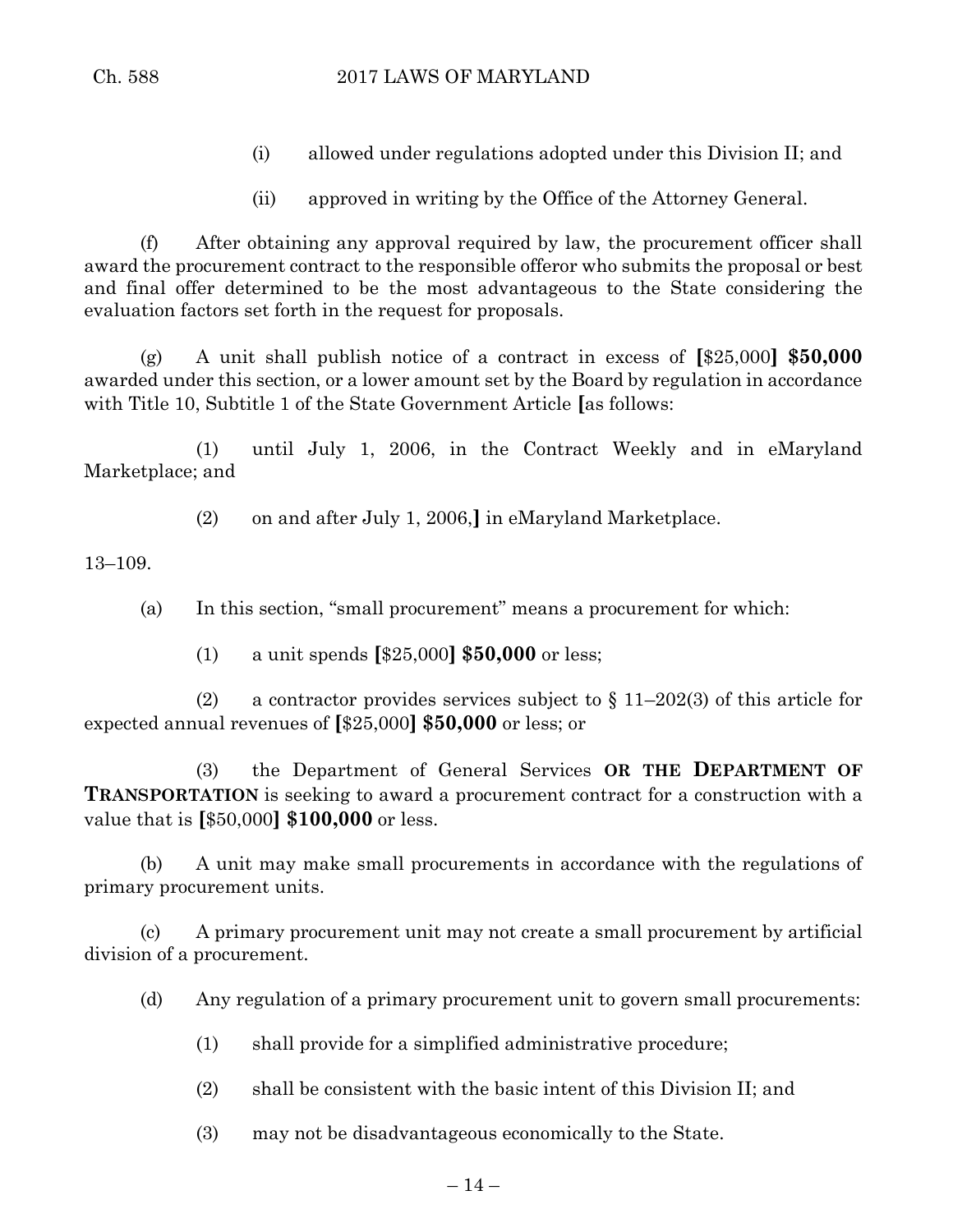(i) allowed under regulations adopted under this Division II; and

(ii) approved in writing by the Office of the Attorney General.

(f) After obtaining any approval required by law, the procurement officer shall award the procurement contract to the responsible offeror who submits the proposal or best and final offer determined to be the most advantageous to the State considering the evaluation factors set forth in the request for proposals.

(g) A unit shall publish notice of a contract in excess of [$25,000] **$50,000** awarded under this section, or a lower amount set by the Board by regulation in accordance with Title 10, Subtitle 1 of the State Government Article [as follows:

(1) until July 1, 2006, in the Contract Weekly and in eMaryland Marketplace; and

(2) on and after July 1, 2006,] in eMaryland Marketplace.

13–109.

(a) In this section, "small procurement" means a procurement for which:

(1) a unit spends [$25,000] **$50,000** or less;

(2) a contractor provides services subject to § 11–202(3) of this article for expected annual revenues of [$25,000] **$50,000** or less; or

(3) the Department of General Services **OR THE DEPARTMENT OF TRANSPORTATION** is seeking to award a procurement contract for a construction with a value that is [$50,000] **$100,000** or less.

(b) A unit may make small procurements in accordance with the regulations of primary procurement units.

(c) A primary procurement unit may not create a small procurement by artificial division of a procurement.

(d) Any regulation of a primary procurement unit to govern small procurements:

(1) shall provide for a simplified administrative procedure;

(2) shall be consistent with the basic intent of this Division II; and

(3) may not be disadvantageous economically to the State.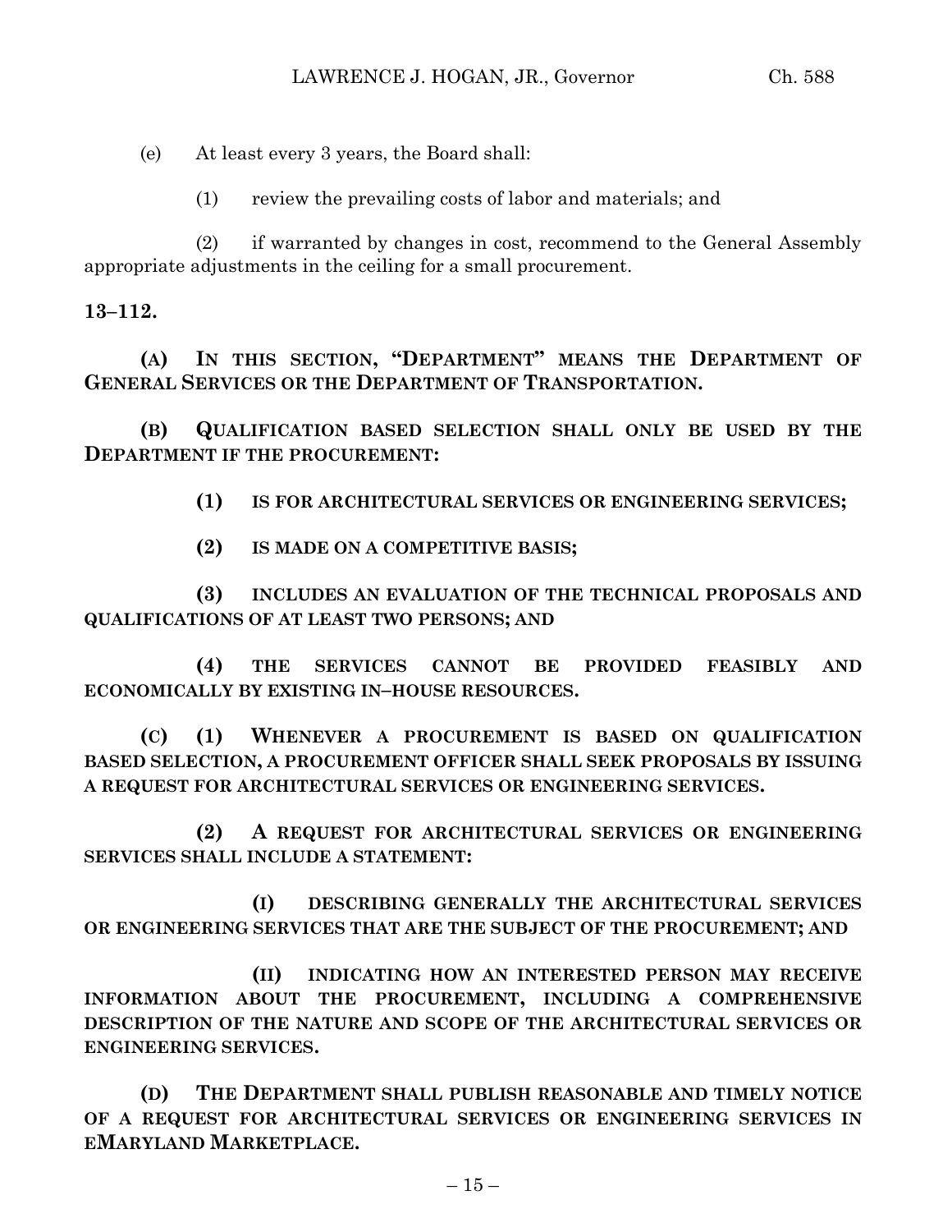(e) At least every 3 years, the Board shall:

(1) review the prevailing costs of labor and materials; and

(2) if warranted by changes in cost, recommend to the General Assembly appropriate adjustments in the ceiling for a small procurement.

**13–112.**

**(A) IN THIS SECTION, "DEPARTMENT" MEANS THE DEPARTMENT OF GENERAL SERVICES OR THE DEPARTMENT OF TRANSPORTATION.**

**(B) QUALIFICATION BASED SELECTION SHALL ONLY BE USED BY THE DEPARTMENT IF THE PROCUREMENT:**

**(1) IS FOR ARCHITECTURAL SERVICES OR ENGINEERING SERVICES;**

**(2) IS MADE ON A COMPETITIVE BASIS;**

**(3) INCLUDES AN EVALUATION OF THE TECHNICAL PROPOSALS AND QUALIFICATIONS OF AT LEAST TWO PERSONS; AND**

**(4) THE SERVICES CANNOT BE PROVIDED FEASIBLY AND ECONOMICALLY BY EXISTING IN–HOUSE RESOURCES.**

**(C) (1) WHENEVER A PROCUREMENT IS BASED ON QUALIFICATION BASED SELECTION, A PROCUREMENT OFFICER SHALL SEEK PROPOSALS BY ISSUING A REQUEST FOR ARCHITECTURAL SERVICES OR ENGINEERING SERVICES.**

**(2) A REQUEST FOR ARCHITECTURAL SERVICES OR ENGINEERING SERVICES SHALL INCLUDE A STATEMENT:**

**(I) DESCRIBING GENERALLY THE ARCHITECTURAL SERVICES OR ENGINEERING SERVICES THAT ARE THE SUBJECT OF THE PROCUREMENT; AND**

**(II) INDICATING HOW AN INTERESTED PERSON MAY RECEIVE INFORMATION ABOUT THE PROCUREMENT, INCLUDING A COMPREHENSIVE DESCRIPTION OF THE NATURE AND SCOPE OF THE ARCHITECTURAL SERVICES OR ENGINEERING SERVICES.**

**(D) THE DEPARTMENT SHALL PUBLISH REASONABLE AND TIMELY NOTICE OF A REQUEST FOR ARCHITECTURAL SERVICES OR ENGINEERING SERVICES IN EMARYLAND MARKETPLACE.**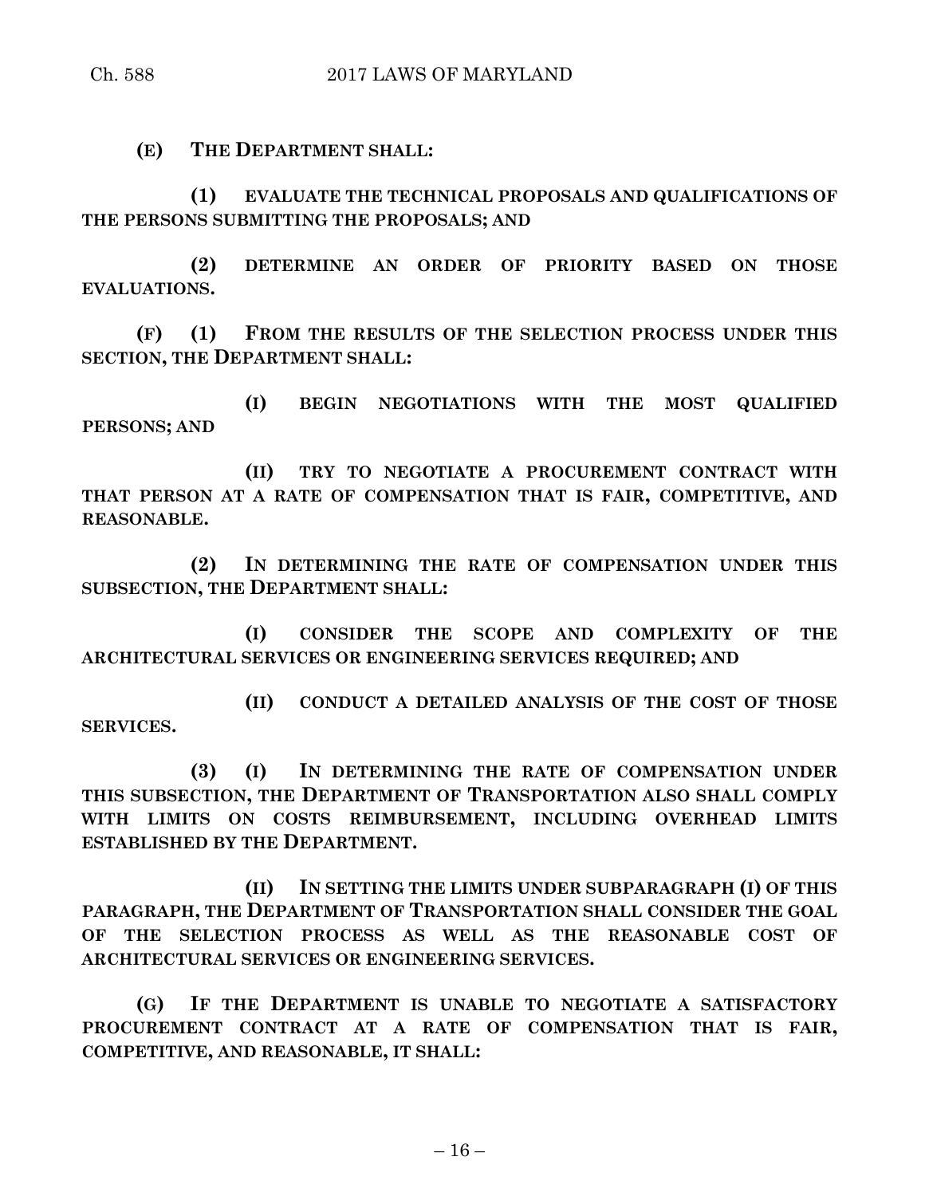**(E) THE DEPARTMENT SHALL:**

**(1) EVALUATE THE TECHNICAL PROPOSALS AND QUALIFICATIONS OF THE PERSONS SUBMITTING THE PROPOSALS; AND**

**(2) DETERMINE AN ORDER OF PRIORITY BASED ON THOSE EVALUATIONS.**

**(F) (1) FROM THE RESULTS OF THE SELECTION PROCESS UNDER THIS SECTION, THE DEPARTMENT SHALL:**

**(I) BEGIN NEGOTIATIONS WITH THE MOST QUALIFIED PERSONS; AND**

**(II) TRY TO NEGOTIATE A PROCUREMENT CONTRACT WITH THAT PERSON AT A RATE OF COMPENSATION THAT IS FAIR, COMPETITIVE, AND REASONABLE.**

**(2) IN DETERMINING THE RATE OF COMPENSATION UNDER THIS SUBSECTION, THE DEPARTMENT SHALL:**

**(I) CONSIDER THE SCOPE AND COMPLEXITY OF THE ARCHITECTURAL SERVICES OR ENGINEERING SERVICES REQUIRED; AND**

**(II) CONDUCT A DETAILED ANALYSIS OF THE COST OF THOSE SERVICES.**

**(3) (I) IN DETERMINING THE RATE OF COMPENSATION UNDER THIS SUBSECTION, THE DEPARTMENT OF TRANSPORTATION ALSO SHALL COMPLY WITH LIMITS ON COSTS REIMBURSEMENT, INCLUDING OVERHEAD LIMITS ESTABLISHED BY THE DEPARTMENT.**

**(II) IN SETTING THE LIMITS UNDER SUBPARAGRAPH (I) OF THIS PARAGRAPH, THE DEPARTMENT OF TRANSPORTATION SHALL CONSIDER THE GOAL OF THE SELECTION PROCESS AS WELL AS THE REASONABLE COST OF ARCHITECTURAL SERVICES OR ENGINEERING SERVICES.**

**(G) IF THE DEPARTMENT IS UNABLE TO NEGOTIATE A SATISFACTORY PROCUREMENT CONTRACT AT A RATE OF COMPENSATION THAT IS FAIR, COMPETITIVE, AND REASONABLE, IT SHALL:**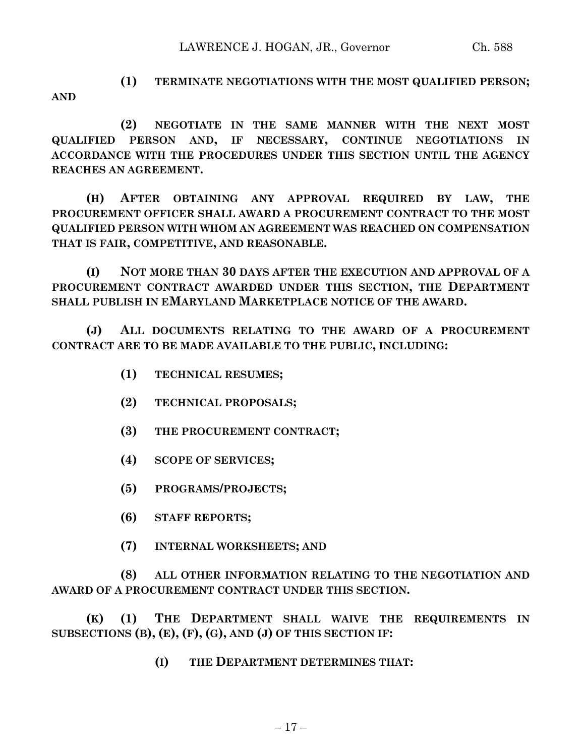**(1) TERMINATE NEGOTIATIONS WITH THE MOST QUALIFIED PERSON; AND**

**(2) NEGOTIATE IN THE SAME MANNER WITH THE NEXT MOST QUALIFIED PERSON AND, IF NECESSARY, CONTINUE NEGOTIATIONS IN ACCORDANCE WITH THE PROCEDURES UNDER THIS SECTION UNTIL THE AGENCY REACHES AN AGREEMENT.**

**(H) AFTER OBTAINING ANY APPROVAL REQUIRED BY LAW, THE PROCUREMENT OFFICER SHALL AWARD A PROCUREMENT CONTRACT TO THE MOST QUALIFIED PERSON WITH WHOM AN AGREEMENT WAS REACHED ON COMPENSATION THAT IS FAIR, COMPETITIVE, AND REASONABLE.**

**(I) NOT MORE THAN 30 DAYS AFTER THE EXECUTION AND APPROVAL OF A PROCUREMENT CONTRACT AWARDED UNDER THIS SECTION, THE DEPARTMENT SHALL PUBLISH IN EMARYLAND MARKETPLACE NOTICE OF THE AWARD.**

**(J) ALL DOCUMENTS RELATING TO THE AWARD OF A PROCUREMENT CONTRACT ARE TO BE MADE AVAILABLE TO THE PUBLIC, INCLUDING:**

**(1) TECHNICAL RESUMES;**

**(2) TECHNICAL PROPOSALS;**

**(3) THE PROCUREMENT CONTRACT;**

**(4) SCOPE OF SERVICES;**

**(5) PROGRAMS/PROJECTS;**

**(6) STAFF REPORTS;**

**(7) INTERNAL WORKSHEETS; AND**

**(8) ALL OTHER INFORMATION RELATING TO THE NEGOTIATION AND AWARD OF A PROCUREMENT CONTRACT UNDER THIS SECTION.**

**(K) (1) THE DEPARTMENT SHALL WAIVE THE REQUIREMENTS IN SUBSECTIONS (B), (E), (F), (G), AND (J) OF THIS SECTION IF:**

**(I) THE DEPARTMENT DETERMINES THAT:**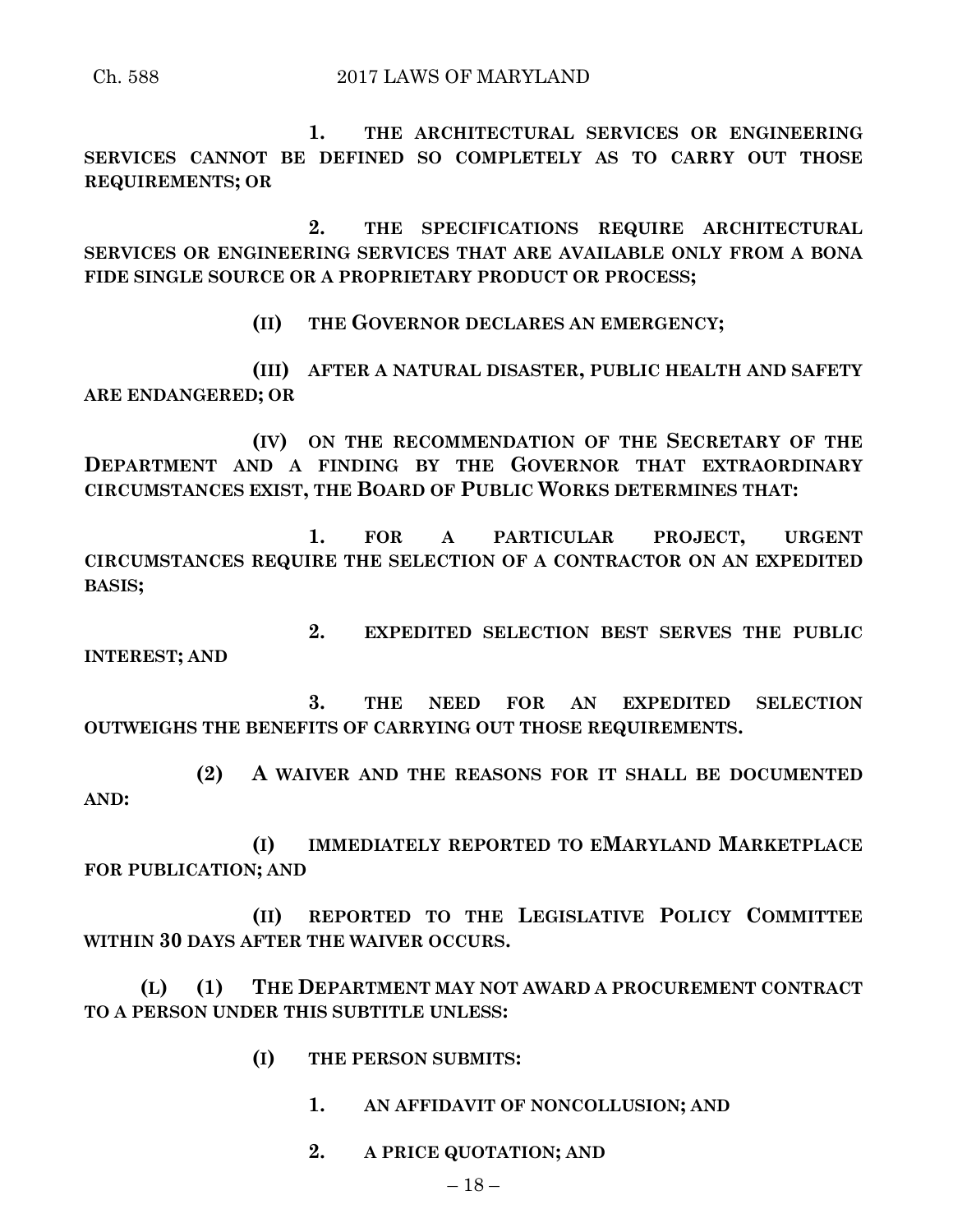**1. THE ARCHITECTURAL SERVICES OR ENGINEERING SERVICES CANNOT BE DEFINED SO COMPLETELY AS TO CARRY OUT THOSE REQUIREMENTS; OR**

**2. THE SPECIFICATIONS REQUIRE ARCHITECTURAL SERVICES OR ENGINEERING SERVICES THAT ARE AVAILABLE ONLY FROM A BONA FIDE SINGLE SOURCE OR A PROPRIETARY PRODUCT OR PROCESS;**

**(II) THE GOVERNOR DECLARES AN EMERGENCY;**

**(III) AFTER A NATURAL DISASTER, PUBLIC HEALTH AND SAFETY ARE ENDANGERED; OR**

**(IV) ON THE RECOMMENDATION OF THE SECRETARY OF THE DEPARTMENT AND A FINDING BY THE GOVERNOR THAT EXTRAORDINARY CIRCUMSTANCES EXIST, THE BOARD OF PUBLIC WORKS DETERMINES THAT:**

**1. FOR A PARTICULAR PROJECT, URGENT CIRCUMSTANCES REQUIRE THE SELECTION OF A CONTRACTOR ON AN EXPEDITED BASIS;**

**2. EXPEDITED SELECTION BEST SERVES THE PUBLIC INTEREST; AND**

**3. THE NEED FOR AN EXPEDITED SELECTION OUTWEIGHS THE BENEFITS OF CARRYING OUT THOSE REQUIREMENTS.**

**(2) A WAIVER AND THE REASONS FOR IT SHALL BE DOCUMENTED AND:**

**(I) IMMEDIATELY REPORTED TO EMARYLAND MARKETPLACE FOR PUBLICATION; AND**

**(II) REPORTED TO THE LEGISLATIVE POLICY COMMITTEE WITHIN 30 DAYS AFTER THE WAIVER OCCURS.**

**(L) (1) THE DEPARTMENT MAY NOT AWARD A PROCUREMENT CONTRACT TO A PERSON UNDER THIS SUBTITLE UNLESS:**

**(I) THE PERSON SUBMITS:**

**1. AN AFFIDAVIT OF NONCOLLUSION; AND**

**2. A PRICE QUOTATION; AND**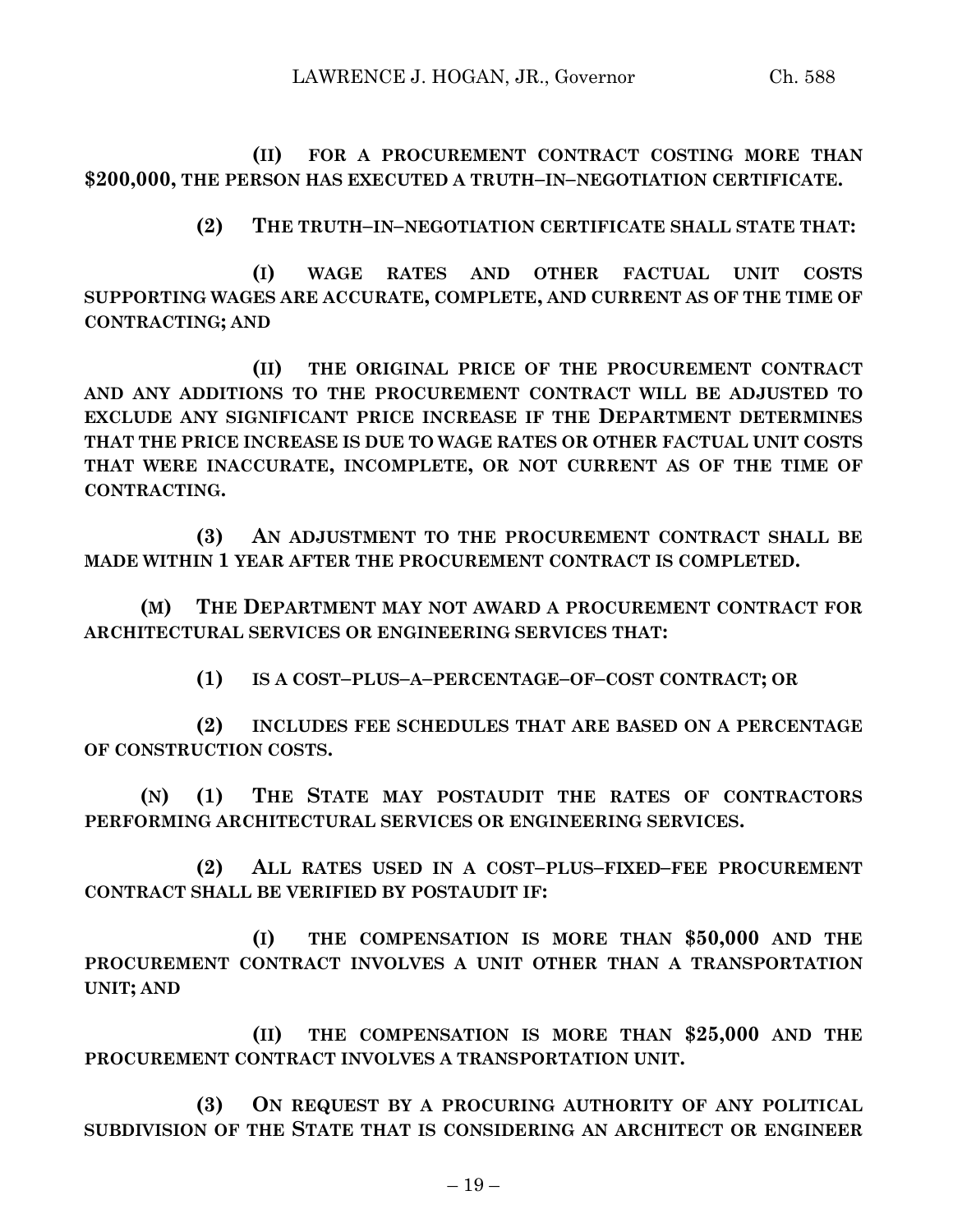**(II) FOR A PROCUREMENT CONTRACT COSTING MORE THAN $200,000, THE PERSON HAS EXECUTED A TRUTH–IN–NEGOTIATION CERTIFICATE.**

**(2) THE TRUTH–IN–NEGOTIATION CERTIFICATE SHALL STATE THAT:**

**(I) WAGE RATES AND OTHER FACTUAL UNIT COSTS SUPPORTING WAGES ARE ACCURATE, COMPLETE, AND CURRENT AS OF THE TIME OF CONTRACTING; AND**

**(II) THE ORIGINAL PRICE OF THE PROCUREMENT CONTRACT AND ANY ADDITIONS TO THE PROCUREMENT CONTRACT WILL BE ADJUSTED TO EXCLUDE ANY SIGNIFICANT PRICE INCREASE IF THE DEPARTMENT DETERMINES THAT THE PRICE INCREASE IS DUE TO WAGE RATES OR OTHER FACTUAL UNIT COSTS THAT WERE INACCURATE, INCOMPLETE, OR NOT CURRENT AS OF THE TIME OF CONTRACTING.**

**(3) AN ADJUSTMENT TO THE PROCUREMENT CONTRACT SHALL BE MADE WITHIN 1 YEAR AFTER THE PROCUREMENT CONTRACT IS COMPLETED.**

**(M) THE DEPARTMENT MAY NOT AWARD A PROCUREMENT CONTRACT FOR ARCHITECTURAL SERVICES OR ENGINEERING SERVICES THAT:**

**(1) IS A COST–PLUS–A–PERCENTAGE–OF–COST CONTRACT; OR**

**(2) INCLUDES FEE SCHEDULES THAT ARE BASED ON A PERCENTAGE OF CONSTRUCTION COSTS.**

**(N) (1) THE STATE MAY POSTAUDIT THE RATES OF CONTRACTORS PERFORMING ARCHITECTURAL SERVICES OR ENGINEERING SERVICES.**

**(2) ALL RATES USED IN A COST–PLUS–FIXED–FEE PROCUREMENT CONTRACT SHALL BE VERIFIED BY POSTAUDIT IF:**

**(I) THE COMPENSATION IS MORE THAN $50,000 AND THE PROCUREMENT CONTRACT INVOLVES A UNIT OTHER THAN A TRANSPORTATION UNIT; AND**

**(II) THE COMPENSATION IS MORE THAN $25,000 AND THE PROCUREMENT CONTRACT INVOLVES A TRANSPORTATION UNIT.**

**(3) ON REQUEST BY A PROCURING AUTHORITY OF ANY POLITICAL SUBDIVISION OF THE STATE THAT IS CONSIDERING AN ARCHITECT OR ENGINEER**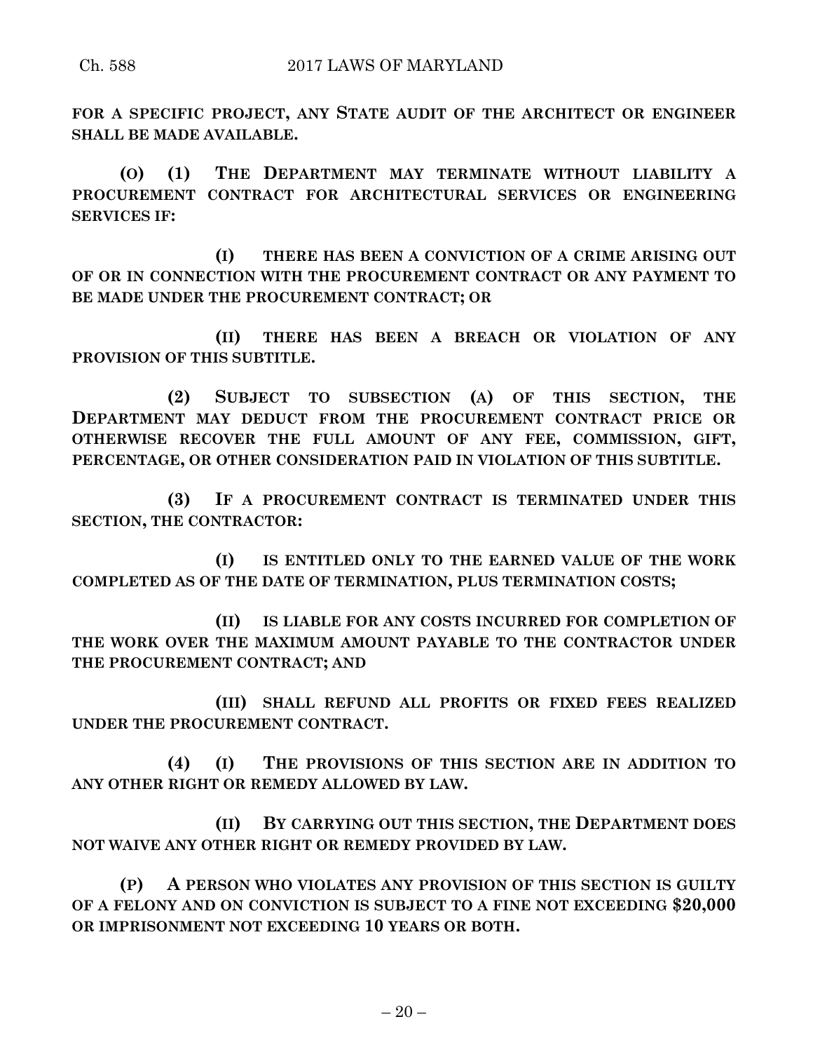**FOR A SPECIFIC PROJECT, ANY STATE AUDIT OF THE ARCHITECT OR ENGINEER SHALL BE MADE AVAILABLE.**

**(O) (1) THE DEPARTMENT MAY TERMINATE WITHOUT LIABILITY A PROCUREMENT CONTRACT FOR ARCHITECTURAL SERVICES OR ENGINEERING SERVICES IF:**

**(I) THERE HAS BEEN A CONVICTION OF A CRIME ARISING OUT OF OR IN CONNECTION WITH THE PROCUREMENT CONTRACT OR ANY PAYMENT TO BE MADE UNDER THE PROCUREMENT CONTRACT; OR**

**(II) THERE HAS BEEN A BREACH OR VIOLATION OF ANY PROVISION OF THIS SUBTITLE.**

**(2) SUBJECT TO SUBSECTION (A) OF THIS SECTION, THE DEPARTMENT MAY DEDUCT FROM THE PROCUREMENT CONTRACT PRICE OR OTHERWISE RECOVER THE FULL AMOUNT OF ANY FEE, COMMISSION, GIFT, PERCENTAGE, OR OTHER CONSIDERATION PAID IN VIOLATION OF THIS SUBTITLE.**

**(3) IF A PROCUREMENT CONTRACT IS TERMINATED UNDER THIS SECTION, THE CONTRACTOR:**

**(I) IS ENTITLED ONLY TO THE EARNED VALUE OF THE WORK COMPLETED AS OF THE DATE OF TERMINATION, PLUS TERMINATION COSTS;**

**(II) IS LIABLE FOR ANY COSTS INCURRED FOR COMPLETION OF THE WORK OVER THE MAXIMUM AMOUNT PAYABLE TO THE CONTRACTOR UNDER THE PROCUREMENT CONTRACT; AND**

**(III) SHALL REFUND ALL PROFITS OR FIXED FEES REALIZED UNDER THE PROCUREMENT CONTRACT.**

**(4) (I) THE PROVISIONS OF THIS SECTION ARE IN ADDITION TO ANY OTHER RIGHT OR REMEDY ALLOWED BY LAW.**

**(II) BY CARRYING OUT THIS SECTION, THE DEPARTMENT DOES NOT WAIVE ANY OTHER RIGHT OR REMEDY PROVIDED BY LAW.**

**(P) A PERSON WHO VIOLATES ANY PROVISION OF THIS SECTION IS GUILTY OF A FELONY AND ON CONVICTION IS SUBJECT TO A FINE NOT EXCEEDING $20,000 OR IMPRISONMENT NOT EXCEEDING 10 YEARS OR BOTH.**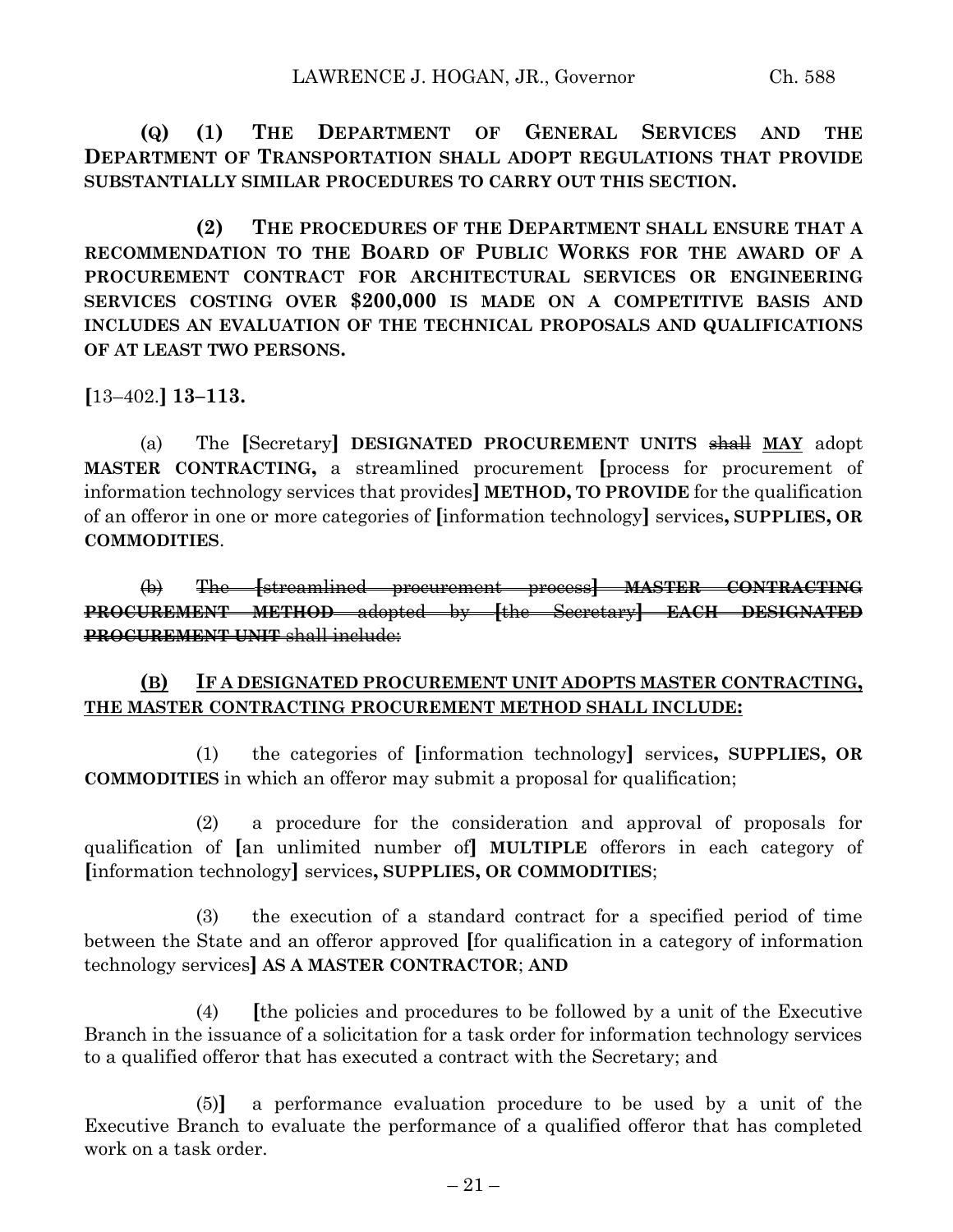**(Q) (1) THE DEPARTMENT OF GENERAL SERVICES AND THE DEPARTMENT OF TRANSPORTATION SHALL ADOPT REGULATIONS THAT PROVIDE SUBSTANTIALLY SIMILAR PROCEDURES TO CARRY OUT THIS SECTION.**

**(2) THE PROCEDURES OF THE DEPARTMENT SHALL ENSURE THAT A RECOMMENDATION TO THE BOARD OF PUBLIC WORKS FOR THE AWARD OF A PROCUREMENT CONTRACT FOR ARCHITECTURAL SERVICES OR ENGINEERING SERVICES COSTING OVER $200,000 IS MADE ON A COMPETITIVE BASIS AND INCLUDES AN EVALUATION OF THE TECHNICAL PROPOSALS AND QUALIFICATIONS OF AT LEAST TWO PERSONS.**

**[**13–402.**] 13–113.**

(a) The **[**Secretary**] DESIGNATED PROCUREMENT UNITS** ~~shall~~ <u>**MAY**</u> adopt **MASTER CONTRACTING,** a streamlined procurement **[**process for procurement of information technology services that provides**] METHOD, TO PROVIDE** for the qualification of an offeror in one or more categories of **[**information technology**]** services**, SUPPLIES, OR COMMODITIES**.

~~(b) The **[**streamlined procurement process**] MASTER CONTRACTING PROCUREMENT METHOD** adopted by **[**the Secretary**] EACH DESIGNATED PROCUREMENT UNIT** shall include:~~

<u>**(B) IF A DESIGNATED PROCUREMENT UNIT ADOPTS MASTER CONTRACTING, THE MASTER CONTRACTING PROCUREMENT METHOD SHALL INCLUDE:**</u>

(1) the categories of **[**information technology**]** services**, SUPPLIES, OR COMMODITIES** in which an offeror may submit a proposal for qualification;

(2) a procedure for the consideration and approval of proposals for qualification of **[**an unlimited number of**] MULTIPLE** offerors in each category of **[**information technology**]** services**, SUPPLIES, OR COMMODITIES**;

(3) the execution of a standard contract for a specified period of time between the State and an offeror approved **[**for qualification in a category of information technology services**] AS A MASTER CONTRACTOR**; **AND**

(4) **[**the policies and procedures to be followed by a unit of the Executive Branch in the issuance of a solicitation for a task order for information technology services to a qualified offeror that has executed a contract with the Secretary; and

(5)**]** a performance evaluation procedure to be used by a unit of the Executive Branch to evaluate the performance of a qualified offeror that has completed work on a task order.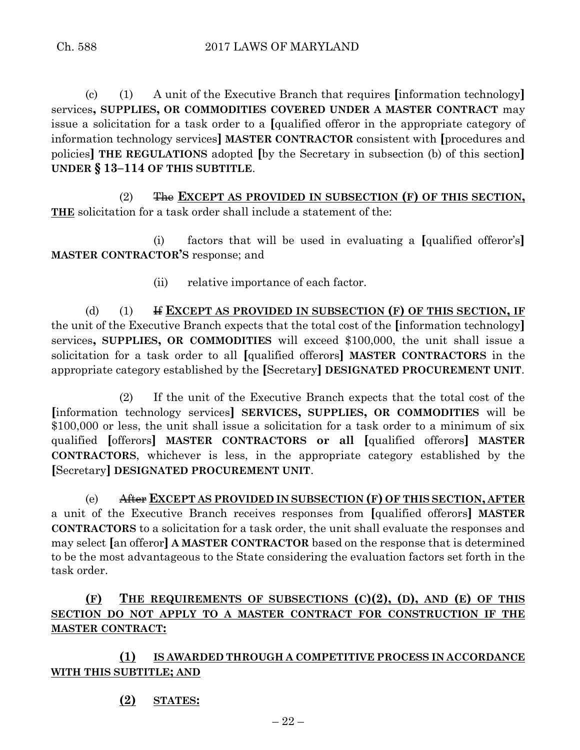(c) (1) A unit of the Executive Branch that requires [information technology] services**, SUPPLIES, OR COMMODITIES COVERED UNDER A MASTER CONTRACT** may issue a solicitation for a task order to a [qualified offeror in the appropriate category of information technology services] **MASTER CONTRACTOR** consistent with [procedures and policies] **THE REGULATIONS** adopted [by the Secretary in subsection (b) of this section] **UNDER § 13–114 OF THIS SUBTITLE**.

(2) ~~The~~ **<u>EXCEPT AS PROVIDED IN SUBSECTION (F) OF THIS SECTION, THE</u>** solicitation for a task order shall include a statement of the:

(i) factors that will be used in evaluating a [qualified offeror's] **MASTER CONTRACTOR'S** response; and

(ii) relative importance of each factor.

(d) (1) ~~If~~ **<u>EXCEPT AS PROVIDED IN SUBSECTION (F) OF THIS SECTION, IF</u>** the unit of the Executive Branch expects that the total cost of the [information technology] services**, SUPPLIES, OR COMMODITIES** will exceed $100,000, the unit shall issue a solicitation for a task order to all [qualified offerors] **MASTER CONTRACTORS** in the appropriate category established by the [Secretary] **DESIGNATED PROCUREMENT UNIT**.

(2) If the unit of the Executive Branch expects that the total cost of the [information technology services] **SERVICES, SUPPLIES, OR COMMODITIES** will be $100,000 or less, the unit shall issue a solicitation for a task order to a minimum of six qualified [offerors] **MASTER CONTRACTORS or all** [qualified offerors] **MASTER CONTRACTORS**, whichever is less, in the appropriate category established by the [Secretary] **DESIGNATED PROCUREMENT UNIT**.

(e) ~~After~~ **<u>EXCEPT AS PROVIDED IN SUBSECTION (F) OF THIS SECTION, AFTER</u>** a unit of the Executive Branch receives responses from [qualified offerors] **MASTER CONTRACTORS** to a solicitation for a task order, the unit shall evaluate the responses and may select [an offeror] **A MASTER CONTRACTOR** based on the response that is determined to be the most advantageous to the State considering the evaluation factors set forth in the task order.

**<u>(F) THE REQUIREMENTS OF SUBSECTIONS (C)(2), (D), AND (E) OF THIS SECTION DO NOT APPLY TO A MASTER CONTRACT FOR CONSTRUCTION IF THE MASTER CONTRACT:</u>**

**<u>(1) IS AWARDED THROUGH A COMPETITIVE PROCESS IN ACCORDANCE WITH THIS SUBTITLE; AND</u>**

**<u>(2) STATES:</u>**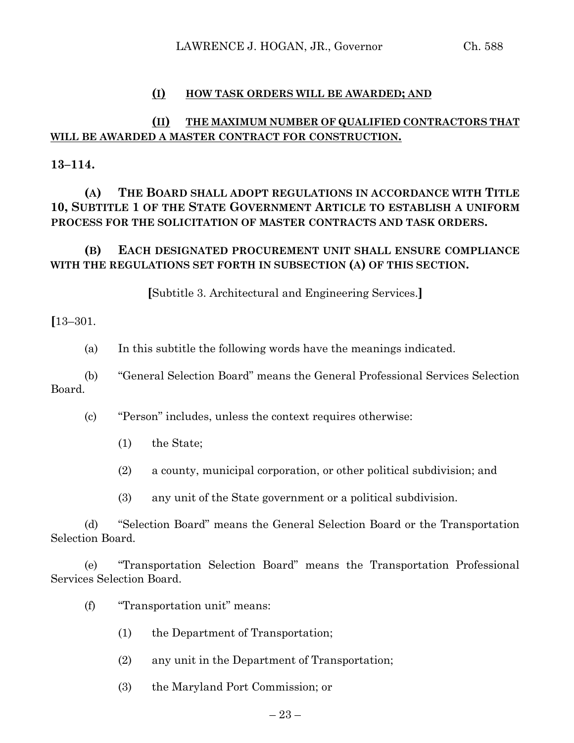**(I) HOW TASK ORDERS WILL BE AWARDED; AND**

**(II) THE MAXIMUM NUMBER OF QUALIFIED CONTRACTORS THAT WILL BE AWARDED A MASTER CONTRACT FOR CONSTRUCTION.**

**13–114.**

**(A) THE BOARD SHALL ADOPT REGULATIONS IN ACCORDANCE WITH TITLE 10, SUBTITLE 1 OF THE STATE GOVERNMENT ARTICLE TO ESTABLISH A UNIFORM PROCESS FOR THE SOLICITATION OF MASTER CONTRACTS AND TASK ORDERS.**

**(B) EACH DESIGNATED PROCUREMENT UNIT SHALL ENSURE COMPLIANCE WITH THE REGULATIONS SET FORTH IN SUBSECTION (A) OF THIS SECTION.**

**[**Subtitle 3. Architectural and Engineering Services.**]**

**[**13–301.

(a) In this subtitle the following words have the meanings indicated.

(b) "General Selection Board" means the General Professional Services Selection Board.

(c) "Person" includes, unless the context requires otherwise:

(1) the State;

(2) a county, municipal corporation, or other political subdivision; and

(3) any unit of the State government or a political subdivision.

(d) "Selection Board" means the General Selection Board or the Transportation Selection Board.

(e) "Transportation Selection Board" means the Transportation Professional Services Selection Board.

(f) "Transportation unit" means:

(1) the Department of Transportation;

(2) any unit in the Department of Transportation;

(3) the Maryland Port Commission; or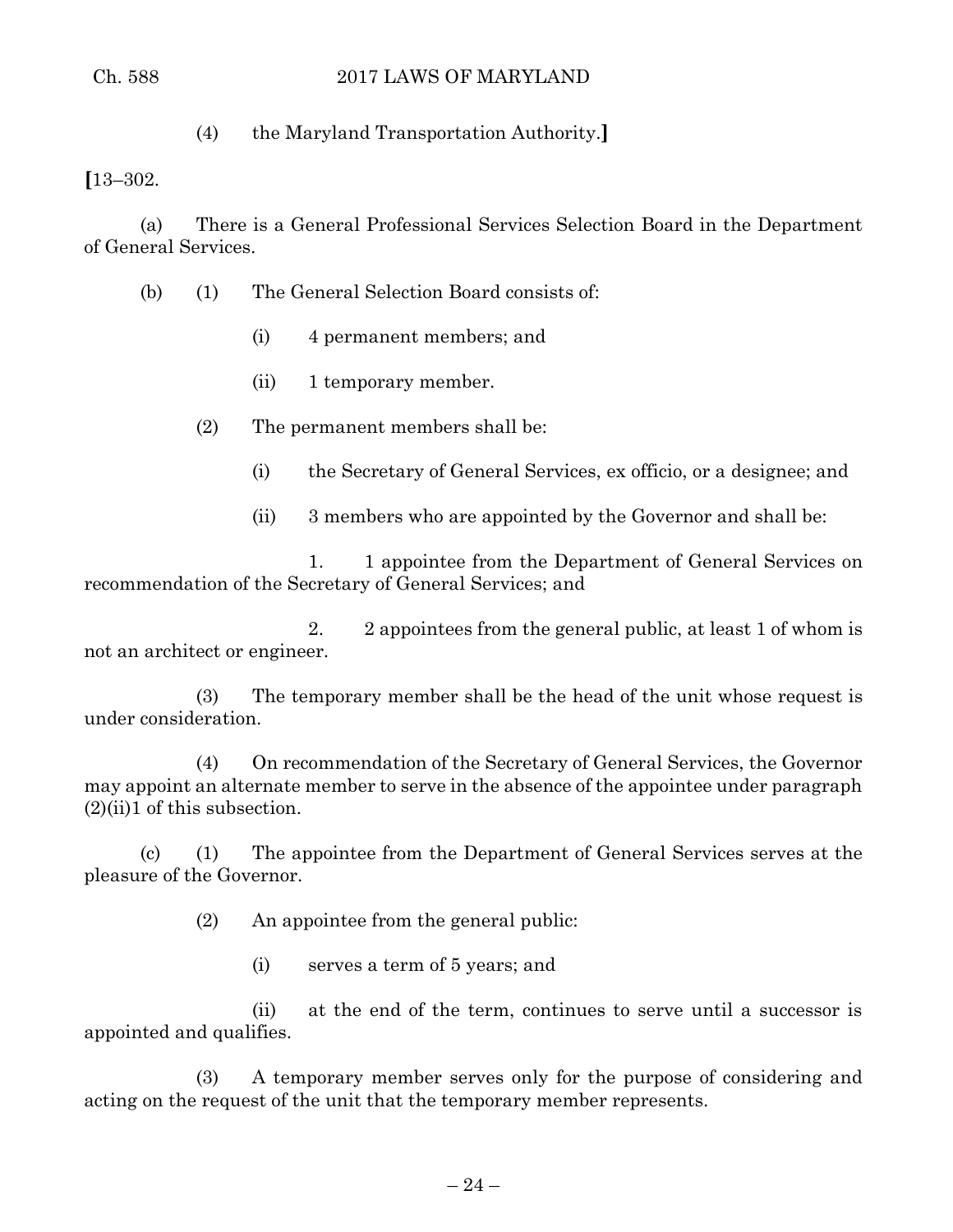(4) the Maryland Transportation Authority.]

[13–302.

(a) There is a General Professional Services Selection Board in the Department of General Services.

(b) (1) The General Selection Board consists of:

(i) 4 permanent members; and

(ii) 1 temporary member.

(2) The permanent members shall be:

(i) the Secretary of General Services, ex officio, or a designee; and

(ii) 3 members who are appointed by the Governor and shall be:

1. 1 appointee from the Department of General Services on recommendation of the Secretary of General Services; and

2. 2 appointees from the general public, at least 1 of whom is not an architect or engineer.

(3) The temporary member shall be the head of the unit whose request is under consideration.

(4) On recommendation of the Secretary of General Services, the Governor may appoint an alternate member to serve in the absence of the appointee under paragraph (2)(ii)1 of this subsection.

(c) (1) The appointee from the Department of General Services serves at the pleasure of the Governor.

(2) An appointee from the general public:

(i) serves a term of 5 years; and

(ii) at the end of the term, continues to serve until a successor is appointed and qualifies.

(3) A temporary member serves only for the purpose of considering and acting on the request of the unit that the temporary member represents.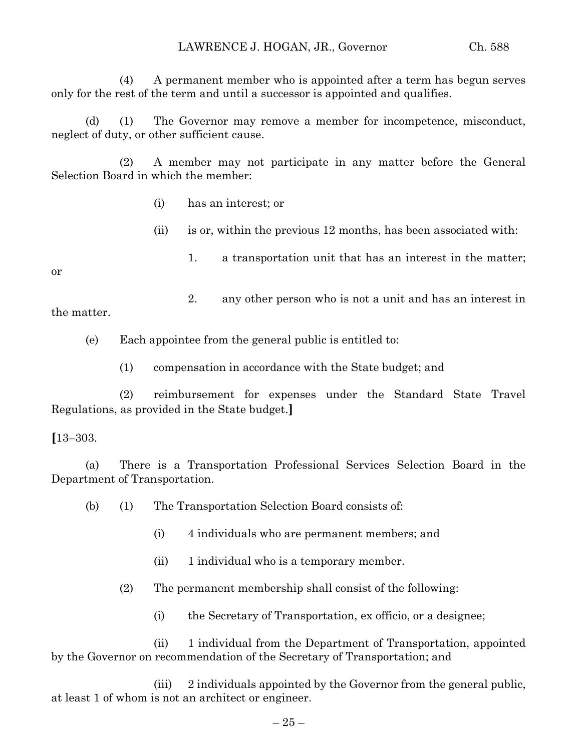(4) A permanent member who is appointed after a term has begun serves only for the rest of the term and until a successor is appointed and qualifies.

(d) (1) The Governor may remove a member for incompetence, misconduct, neglect of duty, or other sufficient cause.

(2) A member may not participate in any matter before the General Selection Board in which the member:

(i) has an interest; or

(ii) is or, within the previous 12 months, has been associated with:

1. a transportation unit that has an interest in the matter; or

2. any other person who is not a unit and has an interest in the matter.

(e) Each appointee from the general public is entitled to:

(1) compensation in accordance with the State budget; and

(2) reimbursement for expenses under the Standard State Travel Regulations, as provided in the State budget.**]**

**[**13–303.

(a) There is a Transportation Professional Services Selection Board in the Department of Transportation.

(b) (1) The Transportation Selection Board consists of:

(i) 4 individuals who are permanent members; and

(ii) 1 individual who is a temporary member.

(2) The permanent membership shall consist of the following:

(i) the Secretary of Transportation, ex officio, or a designee;

(ii) 1 individual from the Department of Transportation, appointed by the Governor on recommendation of the Secretary of Transportation; and

(iii) 2 individuals appointed by the Governor from the general public, at least 1 of whom is not an architect or engineer.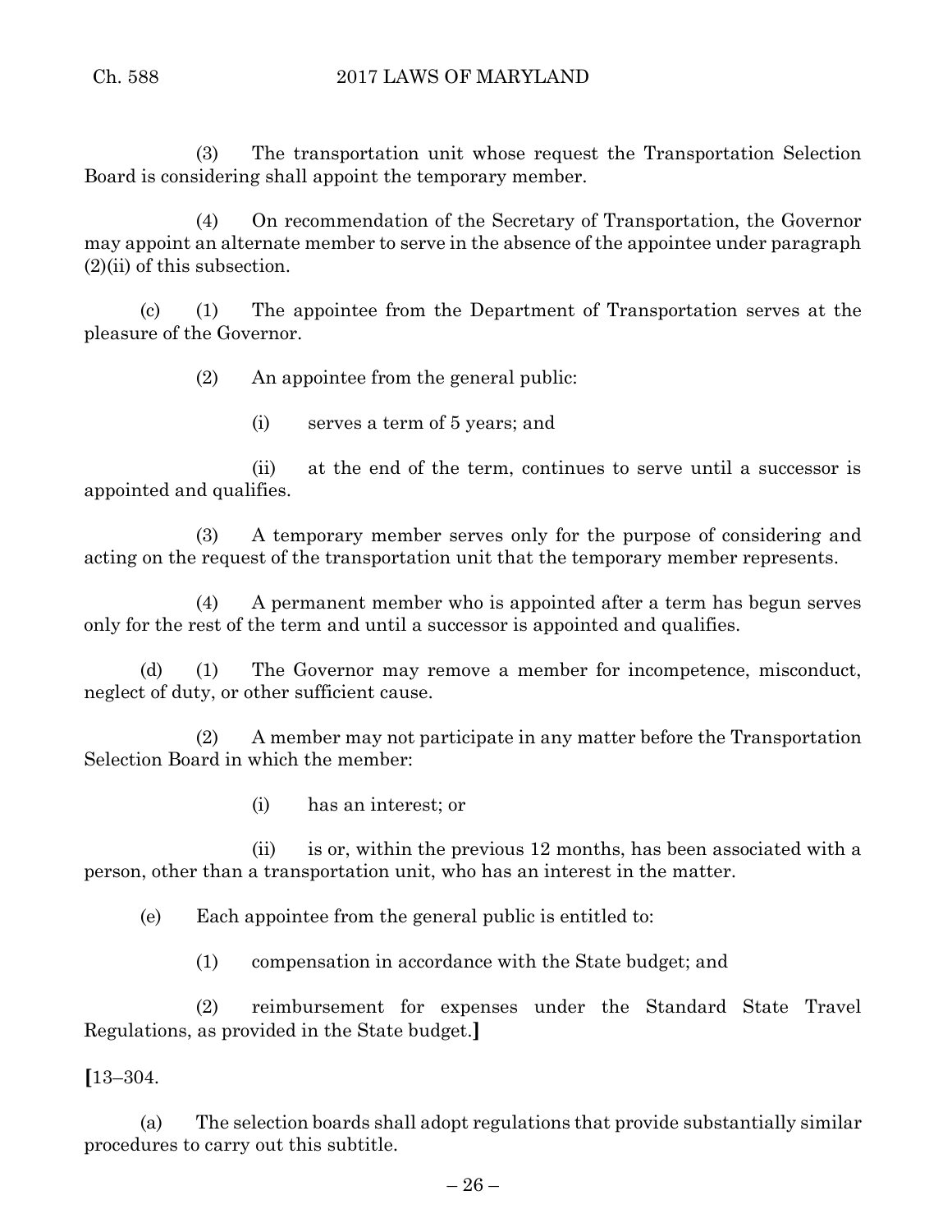(3) The transportation unit whose request the Transportation Selection Board is considering shall appoint the temporary member.

(4) On recommendation of the Secretary of Transportation, the Governor may appoint an alternate member to serve in the absence of the appointee under paragraph (2)(ii) of this subsection.

(c) (1) The appointee from the Department of Transportation serves at the pleasure of the Governor.

(2) An appointee from the general public:

(i) serves a term of 5 years; and

(ii) at the end of the term, continues to serve until a successor is appointed and qualifies.

(3) A temporary member serves only for the purpose of considering and acting on the request of the transportation unit that the temporary member represents.

(4) A permanent member who is appointed after a term has begun serves only for the rest of the term and until a successor is appointed and qualifies.

(d) (1) The Governor may remove a member for incompetence, misconduct, neglect of duty, or other sufficient cause.

(2) A member may not participate in any matter before the Transportation Selection Board in which the member:

(i) has an interest; or

(ii) is or, within the previous 12 months, has been associated with a person, other than a transportation unit, who has an interest in the matter.

(e) Each appointee from the general public is entitled to:

(1) compensation in accordance with the State budget; and

(2) reimbursement for expenses under the Standard State Travel Regulations, as provided in the State budget.**]**

**[**13–304.

(a) The selection boards shall adopt regulations that provide substantially similar procedures to carry out this subtitle.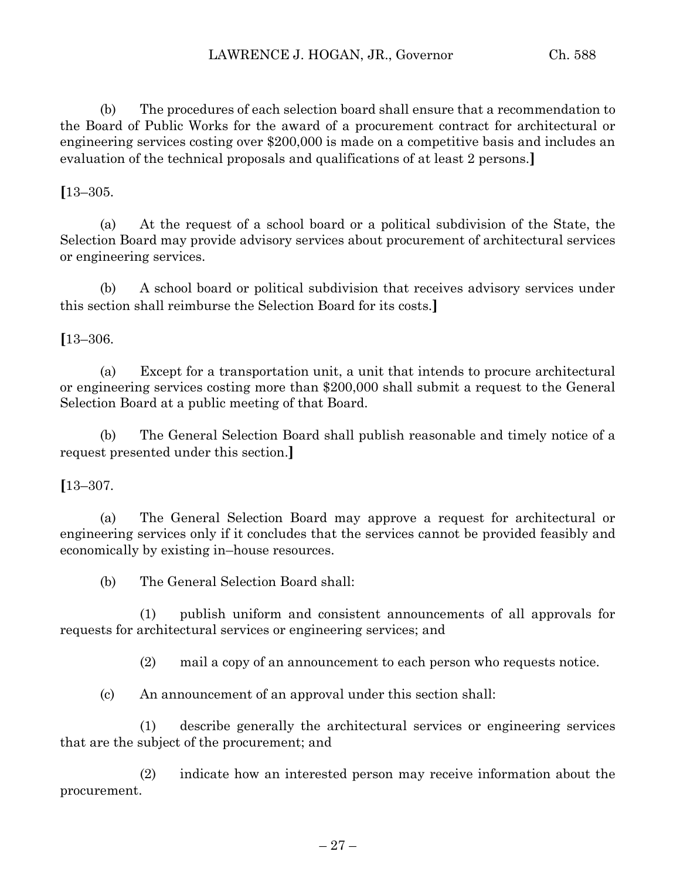(b) The procedures of each selection board shall ensure that a recommendation to the Board of Public Works for the award of a procurement contract for architectural or engineering services costing over $200,000 is made on a competitive basis and includes an evaluation of the technical proposals and qualifications of at least 2 persons.**]**

**[**13–305.

(a) At the request of a school board or a political subdivision of the State, the Selection Board may provide advisory services about procurement of architectural services or engineering services.

(b) A school board or political subdivision that receives advisory services under this section shall reimburse the Selection Board for its costs.**]**

**[**13–306.

(a) Except for a transportation unit, a unit that intends to procure architectural or engineering services costing more than $200,000 shall submit a request to the General Selection Board at a public meeting of that Board.

(b) The General Selection Board shall publish reasonable and timely notice of a request presented under this section.**]**

**[**13–307.

(a) The General Selection Board may approve a request for architectural or engineering services only if it concludes that the services cannot be provided feasibly and economically by existing in–house resources.

(b) The General Selection Board shall:

(1) publish uniform and consistent announcements of all approvals for requests for architectural services or engineering services; and

(2) mail a copy of an announcement to each person who requests notice.

(c) An announcement of an approval under this section shall:

(1) describe generally the architectural services or engineering services that are the subject of the procurement; and

(2) indicate how an interested person may receive information about the procurement.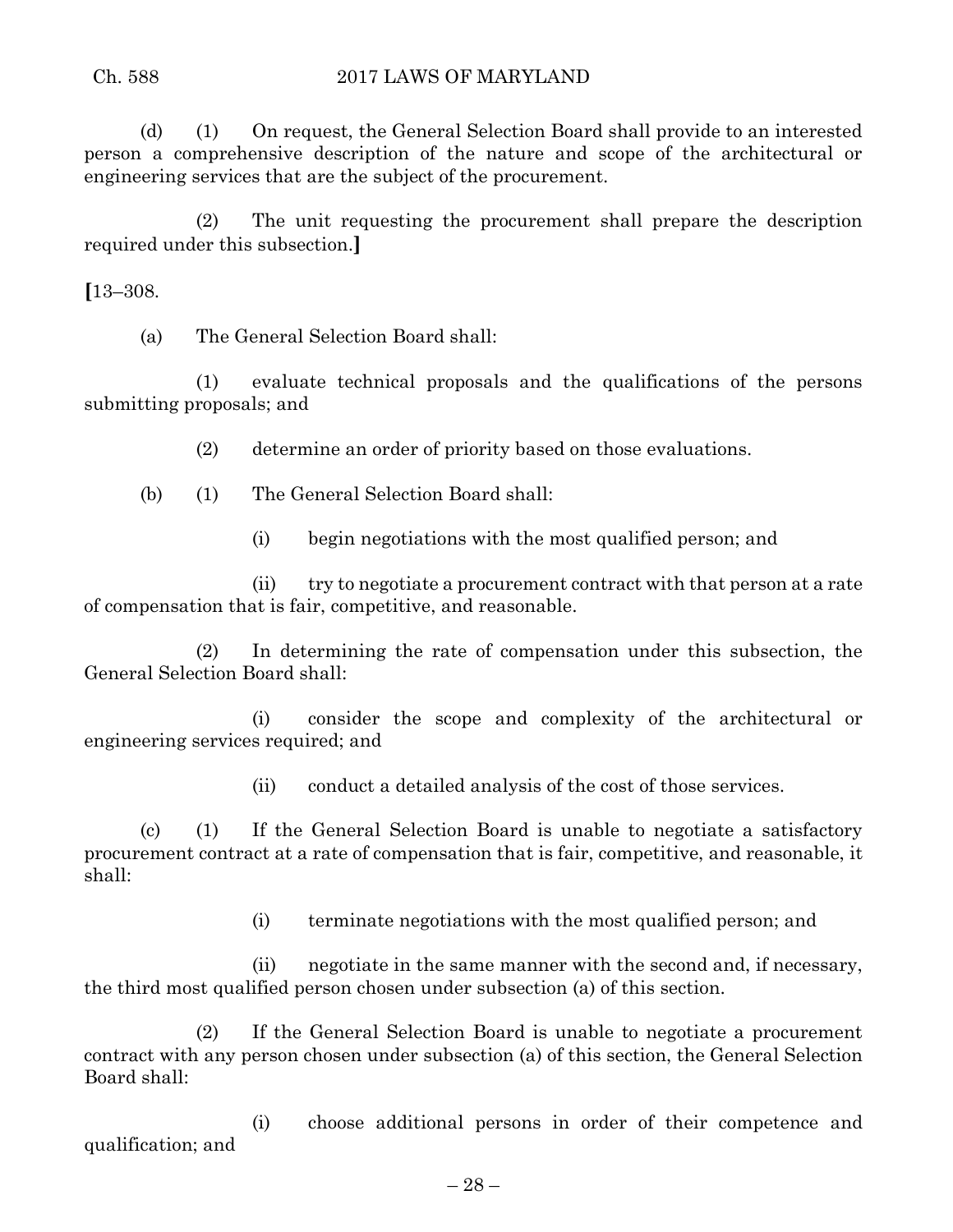(d) (1) On request, the General Selection Board shall provide to an interested person a comprehensive description of the nature and scope of the architectural or engineering services that are the subject of the procurement.

(2) The unit requesting the procurement shall prepare the description required under this subsection.]

[13–308.

(a) The General Selection Board shall:

(1) evaluate technical proposals and the qualifications of the persons submitting proposals; and

(2) determine an order of priority based on those evaluations.

(b) (1) The General Selection Board shall:

(i) begin negotiations with the most qualified person; and

(ii) try to negotiate a procurement contract with that person at a rate of compensation that is fair, competitive, and reasonable.

(2) In determining the rate of compensation under this subsection, the General Selection Board shall:

(i) consider the scope and complexity of the architectural or engineering services required; and

(ii) conduct a detailed analysis of the cost of those services.

(c) (1) If the General Selection Board is unable to negotiate a satisfactory procurement contract at a rate of compensation that is fair, competitive, and reasonable, it shall:

(i) terminate negotiations with the most qualified person; and

(ii) negotiate in the same manner with the second and, if necessary, the third most qualified person chosen under subsection (a) of this section.

(2) If the General Selection Board is unable to negotiate a procurement contract with any person chosen under subsection (a) of this section, the General Selection Board shall:

(i) choose additional persons in order of their competence and qualification; and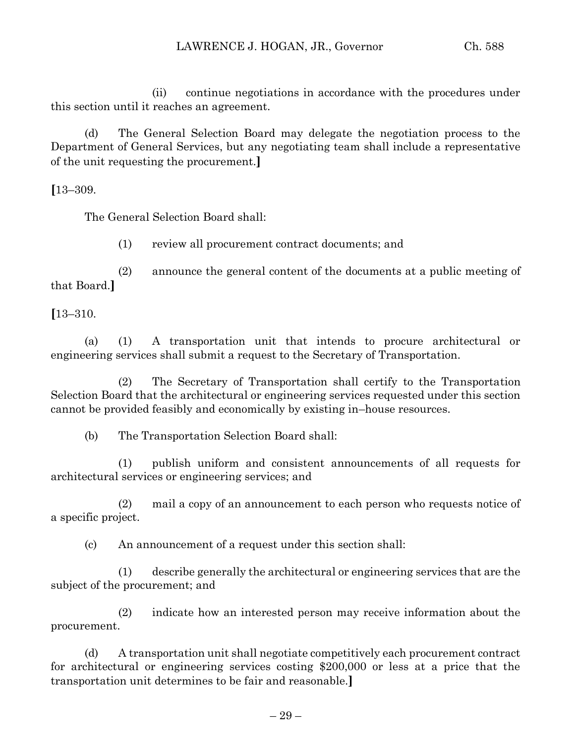(ii) continue negotiations in accordance with the procedures under this section until it reaches an agreement.

(d) The General Selection Board may delegate the negotiation process to the Department of General Services, but any negotiating team shall include a representative of the unit requesting the procurement.**]**

**[**13–309.

The General Selection Board shall:

(1) review all procurement contract documents; and

(2) announce the general content of the documents at a public meeting of that Board.**]**

**[**13–310.

(a) (1) A transportation unit that intends to procure architectural or engineering services shall submit a request to the Secretary of Transportation.

(2) The Secretary of Transportation shall certify to the Transportation Selection Board that the architectural or engineering services requested under this section cannot be provided feasibly and economically by existing in–house resources.

(b) The Transportation Selection Board shall:

(1) publish uniform and consistent announcements of all requests for architectural services or engineering services; and

(2) mail a copy of an announcement to each person who requests notice of a specific project.

(c) An announcement of a request under this section shall:

(1) describe generally the architectural or engineering services that are the subject of the procurement; and

(2) indicate how an interested person may receive information about the procurement.

(d) A transportation unit shall negotiate competitively each procurement contract for architectural or engineering services costing $200,000 or less at a price that the transportation unit determines to be fair and reasonable.**]**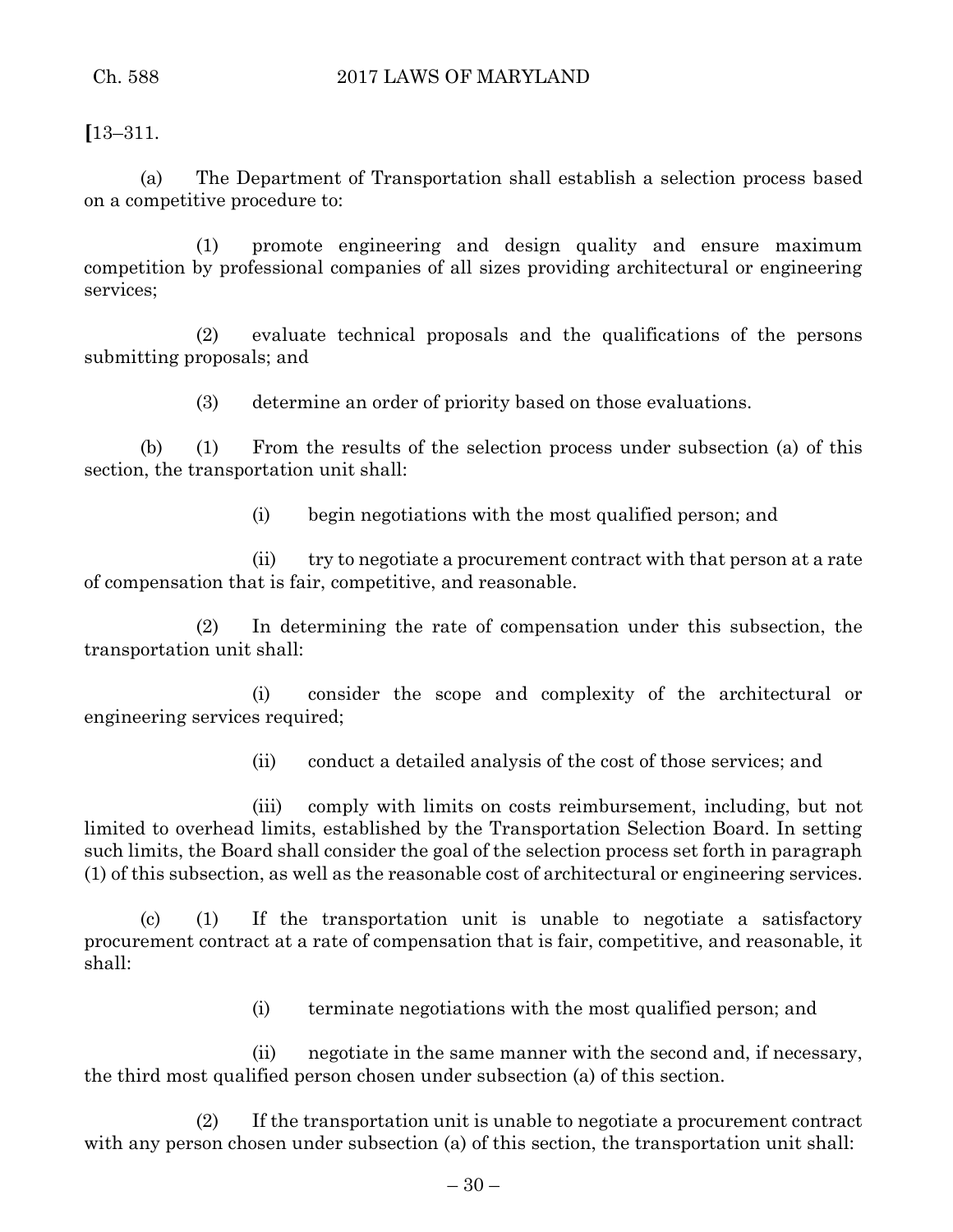**[**13–311.

(a) The Department of Transportation shall establish a selection process based on a competitive procedure to:

(1) promote engineering and design quality and ensure maximum competition by professional companies of all sizes providing architectural or engineering services;

(2) evaluate technical proposals and the qualifications of the persons submitting proposals; and

(3) determine an order of priority based on those evaluations.

(b) (1) From the results of the selection process under subsection (a) of this section, the transportation unit shall:

(i) begin negotiations with the most qualified person; and

(ii) try to negotiate a procurement contract with that person at a rate of compensation that is fair, competitive, and reasonable.

(2) In determining the rate of compensation under this subsection, the transportation unit shall:

(i) consider the scope and complexity of the architectural or engineering services required;

(ii) conduct a detailed analysis of the cost of those services; and

(iii) comply with limits on costs reimbursement, including, but not limited to overhead limits, established by the Transportation Selection Board. In setting such limits, the Board shall consider the goal of the selection process set forth in paragraph (1) of this subsection, as well as the reasonable cost of architectural or engineering services.

(c) (1) If the transportation unit is unable to negotiate a satisfactory procurement contract at a rate of compensation that is fair, competitive, and reasonable, it shall:

(i) terminate negotiations with the most qualified person; and

(ii) negotiate in the same manner with the second and, if necessary, the third most qualified person chosen under subsection (a) of this section.

(2) If the transportation unit is unable to negotiate a procurement contract with any person chosen under subsection (a) of this section, the transportation unit shall: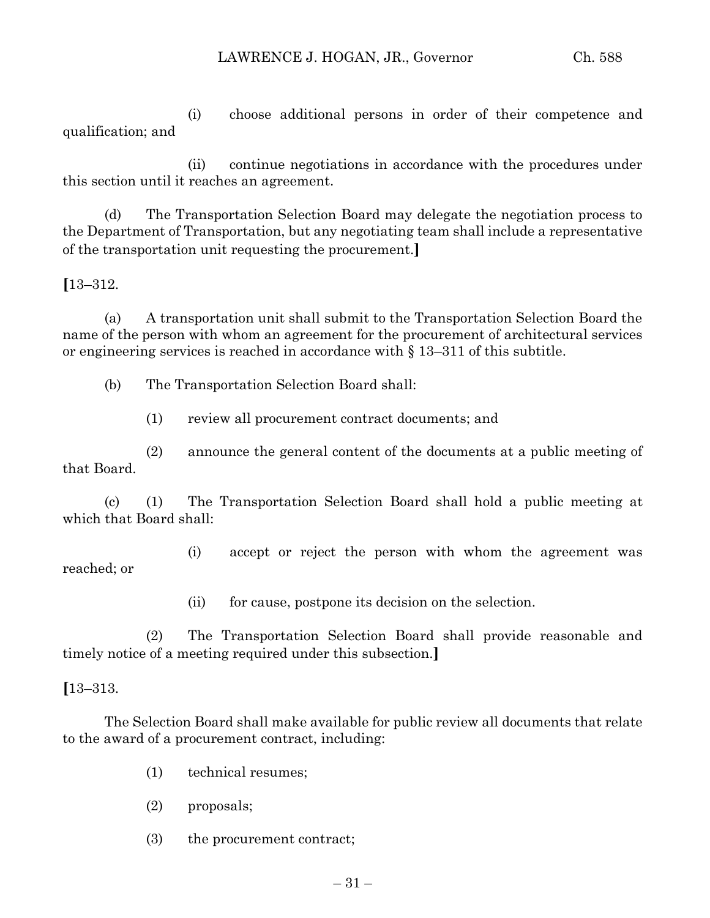(i) choose additional persons in order of their competence and qualification; and

(ii) continue negotiations in accordance with the procedures under this section until it reaches an agreement.

(d) The Transportation Selection Board may delegate the negotiation process to the Department of Transportation, but any negotiating team shall include a representative of the transportation unit requesting the procurement.**]**

**[**13–312.

(a) A transportation unit shall submit to the Transportation Selection Board the name of the person with whom an agreement for the procurement of architectural services or engineering services is reached in accordance with § 13–311 of this subtitle.

(b) The Transportation Selection Board shall:

(1) review all procurement contract documents; and

(2) announce the general content of the documents at a public meeting of that Board.

(c) (1) The Transportation Selection Board shall hold a public meeting at which that Board shall:

(i) accept or reject the person with whom the agreement was reached; or

(ii) for cause, postpone its decision on the selection.

(2) The Transportation Selection Board shall provide reasonable and timely notice of a meeting required under this subsection.**]**

**[**13–313.

The Selection Board shall make available for public review all documents that relate to the award of a procurement contract, including:

(1) technical resumes;

(2) proposals;

(3) the procurement contract;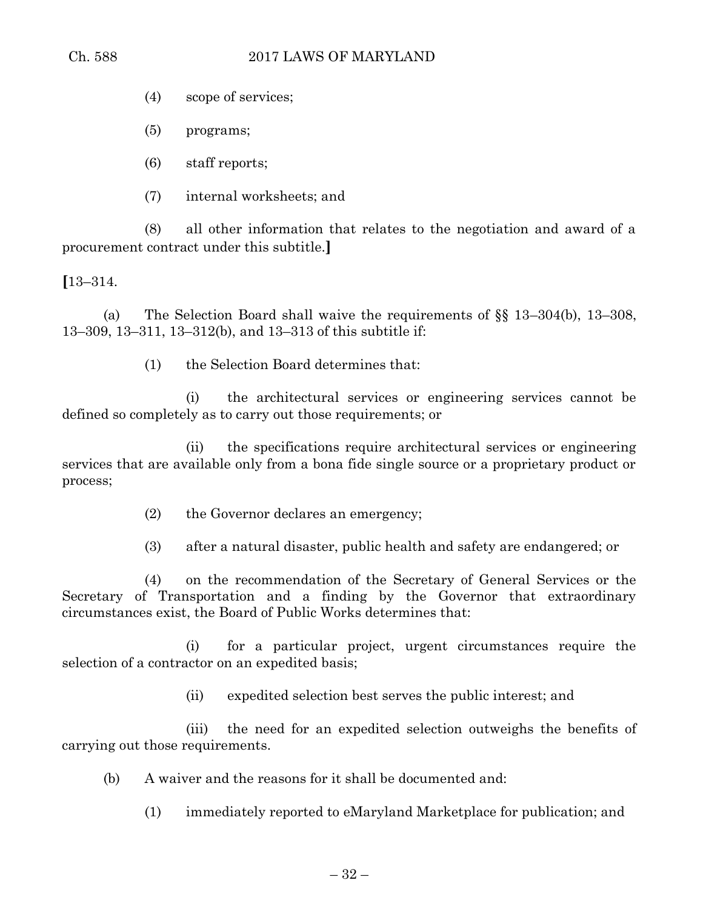(4) scope of services;

(5) programs;

(6) staff reports;

(7) internal worksheets; and

(8) all other information that relates to the negotiation and award of a procurement contract under this subtitle.**]**

**[**13–314.

(a) The Selection Board shall waive the requirements of §§ 13–304(b), 13–308, 13–309, 13–311, 13–312(b), and 13–313 of this subtitle if:

(1) the Selection Board determines that:

(i) the architectural services or engineering services cannot be defined so completely as to carry out those requirements; or

(ii) the specifications require architectural services or engineering services that are available only from a bona fide single source or a proprietary product or process;

(2) the Governor declares an emergency;

(3) after a natural disaster, public health and safety are endangered; or

(4) on the recommendation of the Secretary of General Services or the Secretary of Transportation and a finding by the Governor that extraordinary circumstances exist, the Board of Public Works determines that:

(i) for a particular project, urgent circumstances require the selection of a contractor on an expedited basis;

(ii) expedited selection best serves the public interest; and

(iii) the need for an expedited selection outweighs the benefits of carrying out those requirements.

(b) A waiver and the reasons for it shall be documented and:

(1) immediately reported to eMaryland Marketplace for publication; and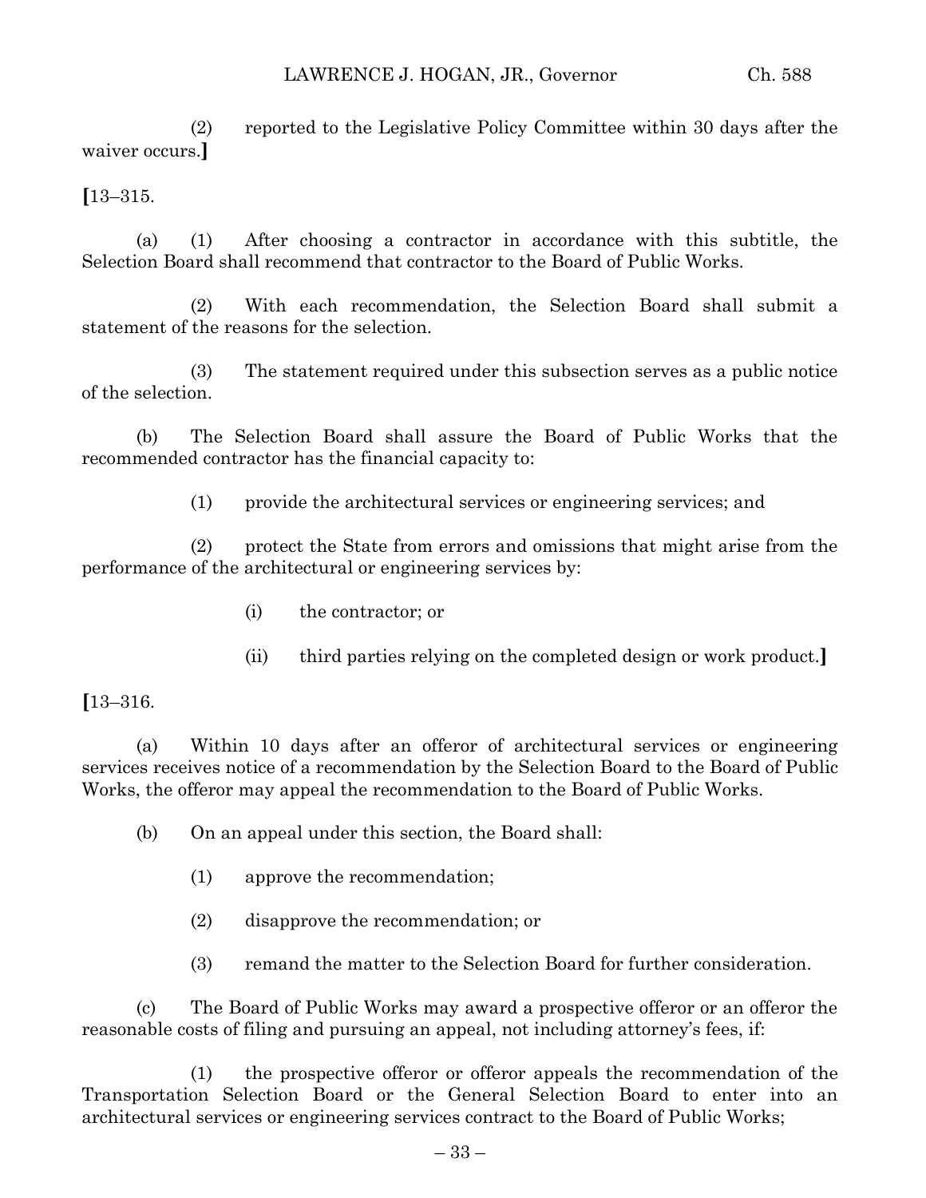(2) reported to the Legislative Policy Committee within 30 days after the waiver occurs.**]**

**[**13–315.

(a) (1) After choosing a contractor in accordance with this subtitle, the Selection Board shall recommend that contractor to the Board of Public Works.

(2) With each recommendation, the Selection Board shall submit a statement of the reasons for the selection.

(3) The statement required under this subsection serves as a public notice of the selection.

(b) The Selection Board shall assure the Board of Public Works that the recommended contractor has the financial capacity to:

(1) provide the architectural services or engineering services; and

(2) protect the State from errors and omissions that might arise from the performance of the architectural or engineering services by:

(i) the contractor; or

(ii) third parties relying on the completed design or work product.**]**

**[**13–316.

(a) Within 10 days after an offeror of architectural services or engineering services receives notice of a recommendation by the Selection Board to the Board of Public Works, the offeror may appeal the recommendation to the Board of Public Works.

(b) On an appeal under this section, the Board shall:

(1) approve the recommendation;

(2) disapprove the recommendation; or

(3) remand the matter to the Selection Board for further consideration.

(c) The Board of Public Works may award a prospective offeror or an offeror the reasonable costs of filing and pursuing an appeal, not including attorney's fees, if:

(1) the prospective offeror or offeror appeals the recommendation of the Transportation Selection Board or the General Selection Board to enter into an architectural services or engineering services contract to the Board of Public Works;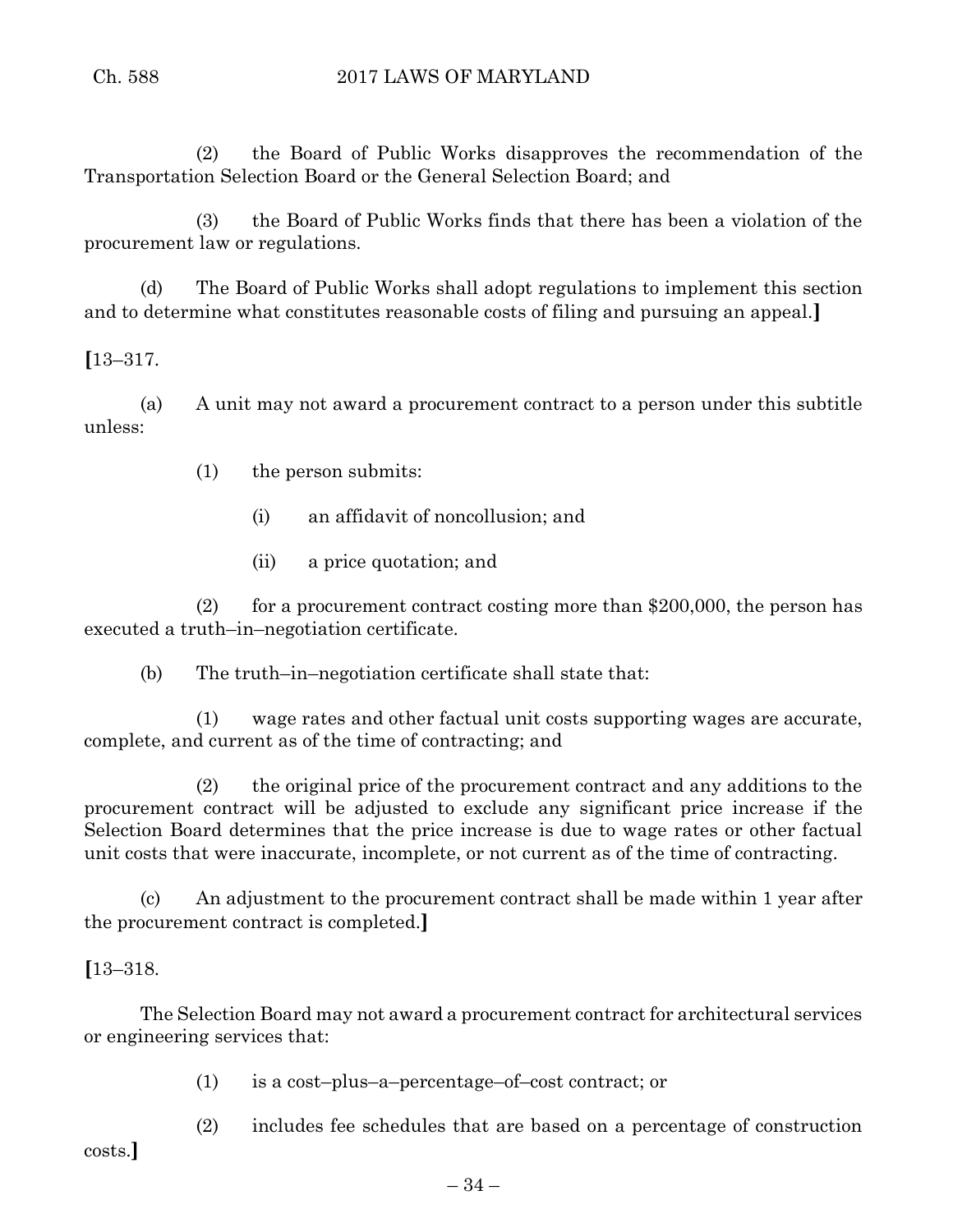(2) the Board of Public Works disapproves the recommendation of the Transportation Selection Board or the General Selection Board; and

(3) the Board of Public Works finds that there has been a violation of the procurement law or regulations.

(d) The Board of Public Works shall adopt regulations to implement this section and to determine what constitutes reasonable costs of filing and pursuing an appeal.]

[13–317.

(a) A unit may not award a procurement contract to a person under this subtitle unless:

(1) the person submits:

(i) an affidavit of noncollusion; and

(ii) a price quotation; and

(2) for a procurement contract costing more than $200,000, the person has executed a truth–in–negotiation certificate.

(b) The truth–in–negotiation certificate shall state that:

(1) wage rates and other factual unit costs supporting wages are accurate, complete, and current as of the time of contracting; and

(2) the original price of the procurement contract and any additions to the procurement contract will be adjusted to exclude any significant price increase if the Selection Board determines that the price increase is due to wage rates or other factual unit costs that were inaccurate, incomplete, or not current as of the time of contracting.

(c) An adjustment to the procurement contract shall be made within 1 year after the procurement contract is completed.]

[13–318.

The Selection Board may not award a procurement contract for architectural services or engineering services that:

(1) is a cost–plus–a–percentage–of–cost contract; or

(2) includes fee schedules that are based on a percentage of construction costs.]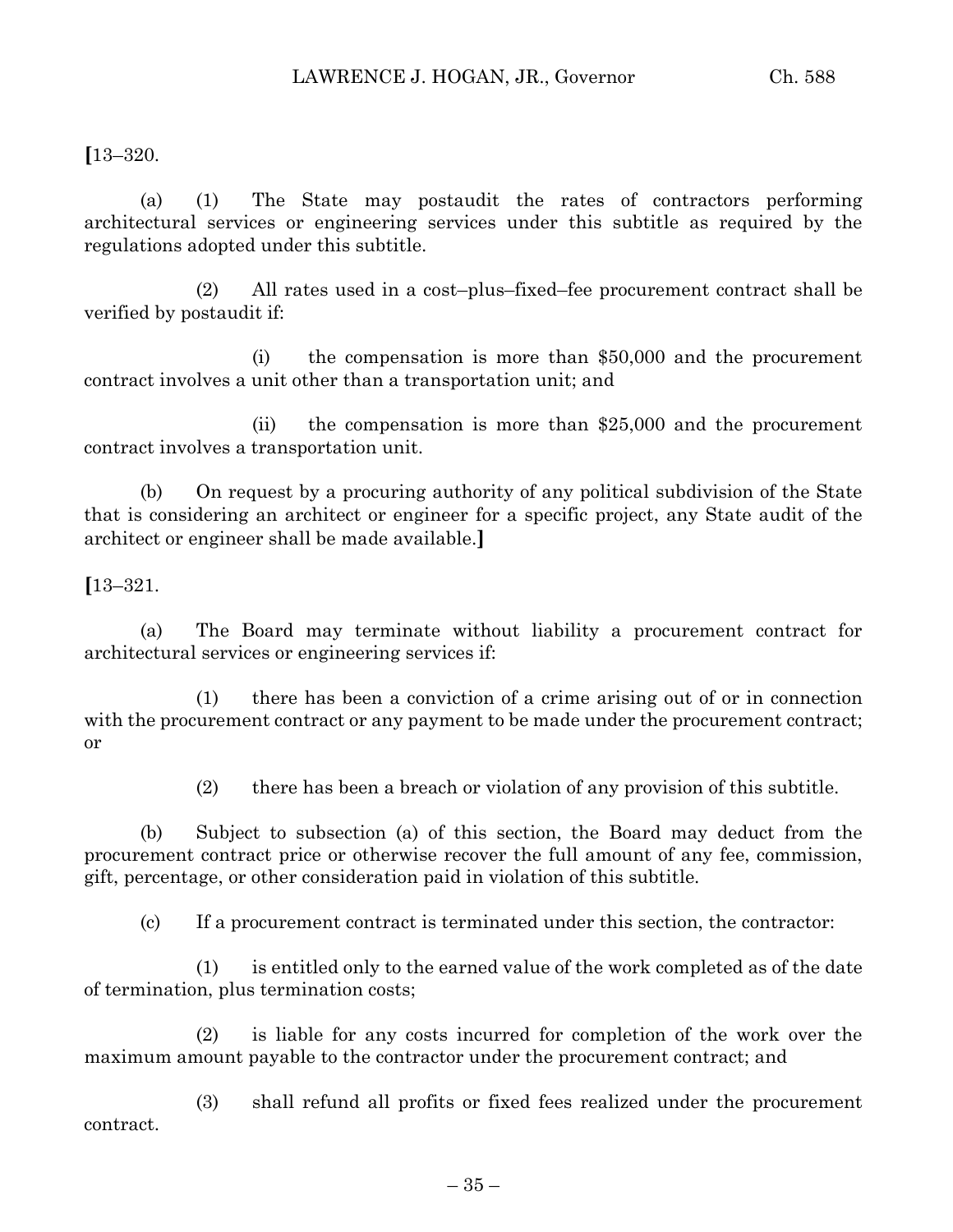**[**13–320.

(a) (1) The State may postaudit the rates of contractors performing architectural services or engineering services under this subtitle as required by the regulations adopted under this subtitle.

(2) All rates used in a cost–plus–fixed–fee procurement contract shall be verified by postaudit if:

(i) the compensation is more than $50,000 and the procurement contract involves a unit other than a transportation unit; and

(ii) the compensation is more than $25,000 and the procurement contract involves a transportation unit.

(b) On request by a procuring authority of any political subdivision of the State that is considering an architect or engineer for a specific project, any State audit of the architect or engineer shall be made available.**]**

**[**13–321.

(a) The Board may terminate without liability a procurement contract for architectural services or engineering services if:

(1) there has been a conviction of a crime arising out of or in connection with the procurement contract or any payment to be made under the procurement contract; or

(2) there has been a breach or violation of any provision of this subtitle.

(b) Subject to subsection (a) of this section, the Board may deduct from the procurement contract price or otherwise recover the full amount of any fee, commission, gift, percentage, or other consideration paid in violation of this subtitle.

(c) If a procurement contract is terminated under this section, the contractor:

(1) is entitled only to the earned value of the work completed as of the date of termination, plus termination costs;

(2) is liable for any costs incurred for completion of the work over the maximum amount payable to the contractor under the procurement contract; and

(3) shall refund all profits or fixed fees realized under the procurement contract.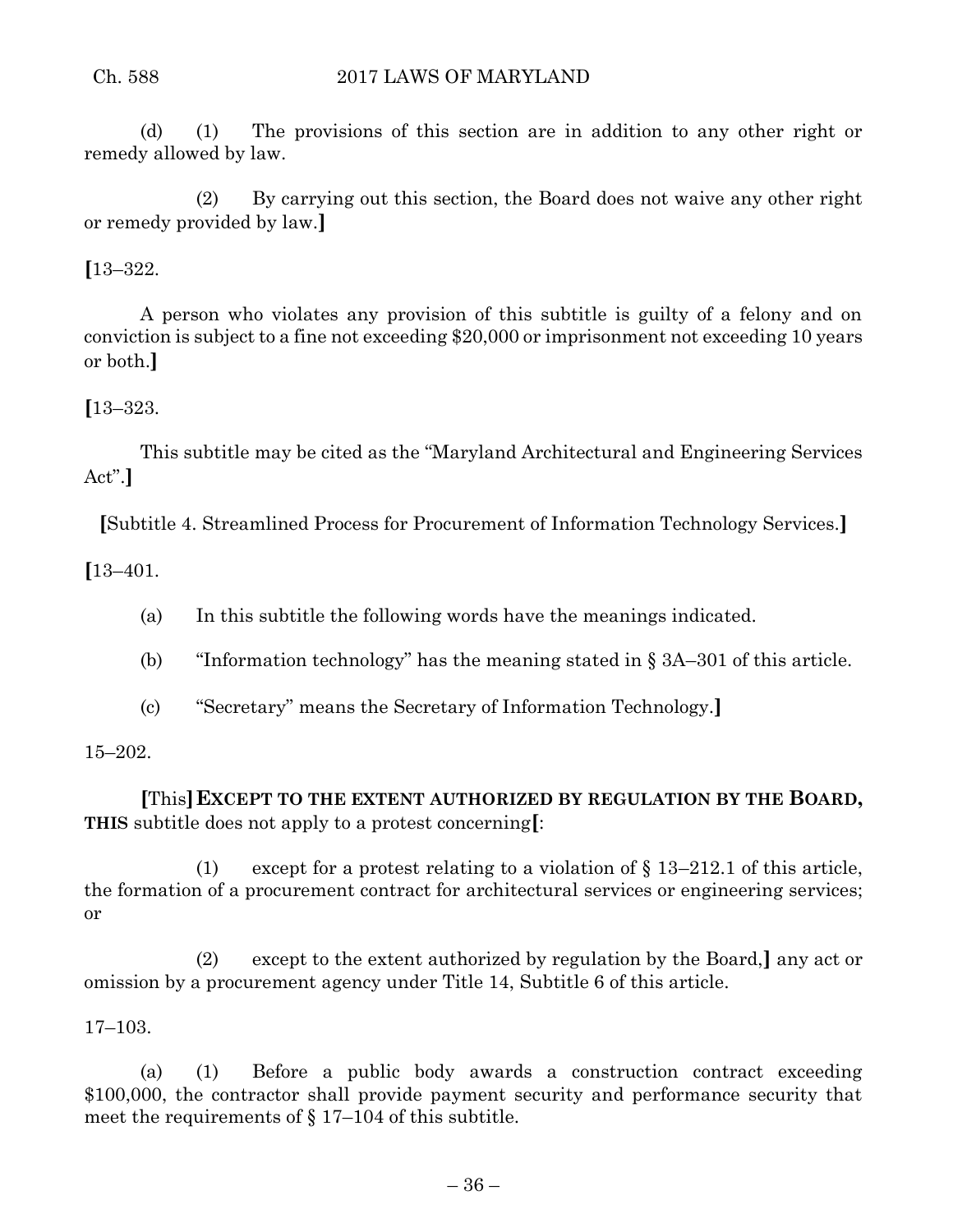(d) (1) The provisions of this section are in addition to any other right or remedy allowed by law.

(2) By carrying out this section, the Board does not waive any other right or remedy provided by law.**]**

**[**13–322.

A person who violates any provision of this subtitle is guilty of a felony and on conviction is subject to a fine not exceeding $20,000 or imprisonment not exceeding 10 years or both.**]**

**[**13–323.

This subtitle may be cited as the "Maryland Architectural and Engineering Services Act".**]**

**[**Subtitle 4. Streamlined Process for Procurement of Information Technology Services.**]**

**[**13–401.

(a) In this subtitle the following words have the meanings indicated.

(b) "Information technology" has the meaning stated in § 3A–301 of this article.

(c) "Secretary" means the Secretary of Information Technology.**]**

15–202.

**[**This**]** **EXCEPT TO THE EXTENT AUTHORIZED BY REGULATION BY THE BOARD, THIS** subtitle does not apply to a protest concerning**[**:

(1) except for a protest relating to a violation of § 13–212.1 of this article, the formation of a procurement contract for architectural services or engineering services; or

(2) except to the extent authorized by regulation by the Board,**]** any act or omission by a procurement agency under Title 14, Subtitle 6 of this article.

17–103.

(a) (1) Before a public body awards a construction contract exceeding $100,000, the contractor shall provide payment security and performance security that meet the requirements of § 17–104 of this subtitle.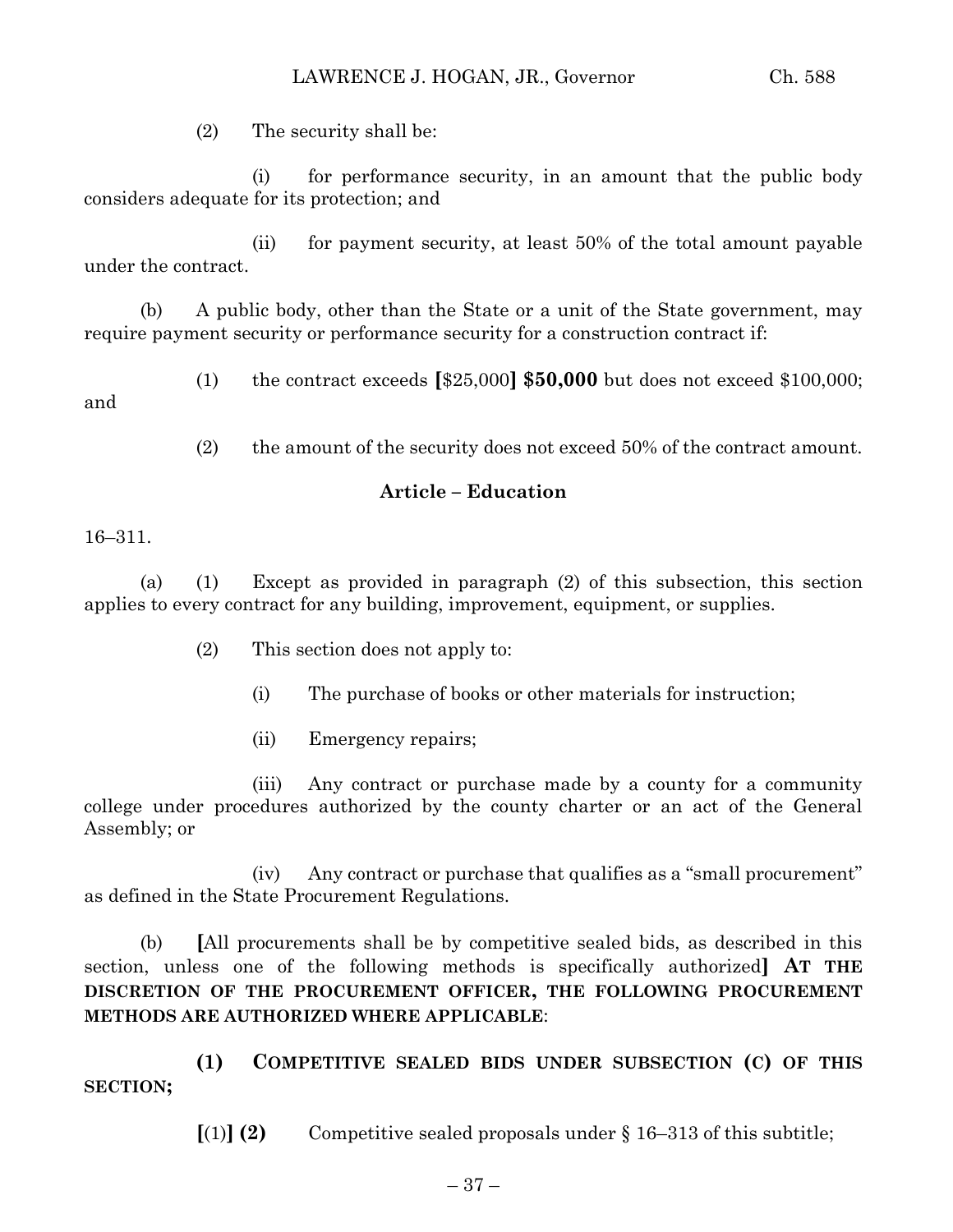(2) The security shall be:

(i) for performance security, in an amount that the public body considers adequate for its protection; and

(ii) for payment security, at least 50% of the total amount payable under the contract.

(b) A public body, other than the State or a unit of the State government, may require payment security or performance security for a construction contract if:

(1) the contract exceeds **[**$25,000**] $50,000** but does not exceed $100,000; and

(2) the amount of the security does not exceed 50% of the contract amount.

**Article – Education**

16–311.

(a) (1) Except as provided in paragraph (2) of this subsection, this section applies to every contract for any building, improvement, equipment, or supplies.

(2) This section does not apply to:

(i) The purchase of books or other materials for instruction;

(ii) Emergency repairs;

(iii) Any contract or purchase made by a county for a community college under procedures authorized by the county charter or an act of the General Assembly; or

(iv) Any contract or purchase that qualifies as a "small procurement" as defined in the State Procurement Regulations.

(b) **[**All procurements shall be by competitive sealed bids, as described in this section, unless one of the following methods is specifically authorized**] AT THE DISCRETION OF THE PROCUREMENT OFFICER, THE FOLLOWING PROCUREMENT METHODS ARE AUTHORIZED WHERE APPLICABLE**:

**(1) COMPETITIVE SEALED BIDS UNDER SUBSECTION (C) OF THIS SECTION;**

**[**(1)**] (2)** Competitive sealed proposals under § 16–313 of this subtitle;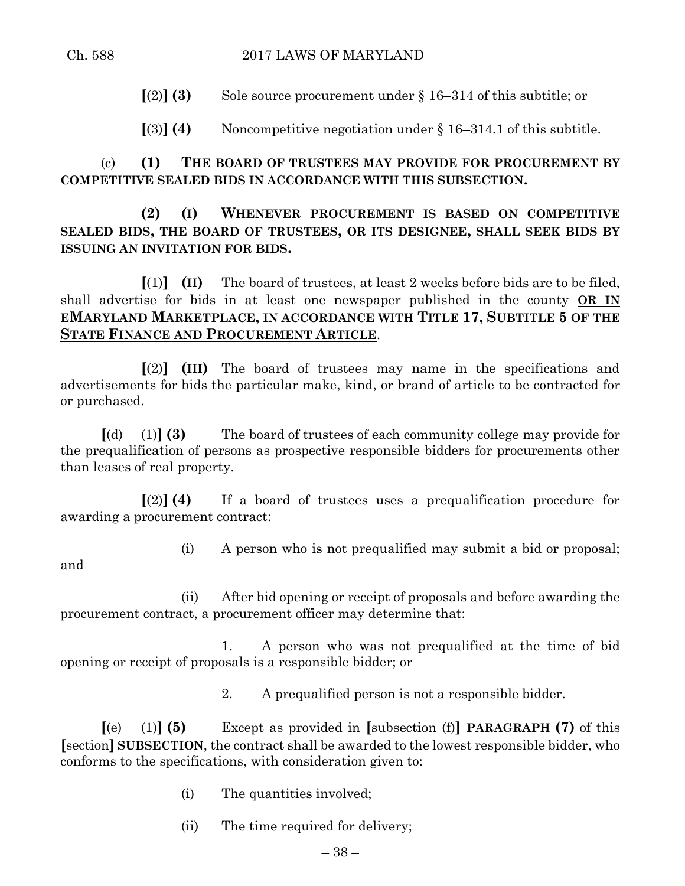**[**(2)**] (3)** Sole source procurement under § 16–314 of this subtitle; or

**[**(3)**] (4)** Noncompetitive negotiation under § 16–314.1 of this subtitle.

(c) **(1) THE BOARD OF TRUSTEES MAY PROVIDE FOR PROCUREMENT BY COMPETITIVE SEALED BIDS IN ACCORDANCE WITH THIS SUBSECTION.**

**(2) (I) WHENEVER PROCUREMENT IS BASED ON COMPETITIVE SEALED BIDS, THE BOARD OF TRUSTEES, OR ITS DESIGNEE, SHALL SEEK BIDS BY ISSUING AN INVITATION FOR BIDS.**

**[**(1)**] (II)** The board of trustees, at least 2 weeks before bids are to be filed, shall advertise for bids in at least one newspaper published in the county **OR IN EMARYLAND MARKETPLACE, IN ACCORDANCE WITH TITLE 17, SUBTITLE 5 OF THE STATE FINANCE AND PROCUREMENT ARTICLE**.

**[**(2)**] (III)** The board of trustees may name in the specifications and advertisements for bids the particular make, kind, or brand of article to be contracted for or purchased.

**[**(d) (1)**] (3)** The board of trustees of each community college may provide for the prequalification of persons as prospective responsible bidders for procurements other than leases of real property.

**[**(2)**] (4)** If a board of trustees uses a prequalification procedure for awarding a procurement contract:

(i) A person who is not prequalified may submit a bid or proposal; and

(ii) After bid opening or receipt of proposals and before awarding the procurement contract, a procurement officer may determine that:

1. A person who was not prequalified at the time of bid opening or receipt of proposals is a responsible bidder; or

2. A prequalified person is not a responsible bidder.

**[**(e) (1)**] (5)** Except as provided in **[**subsection (f)**] PARAGRAPH (7)** of this **[**section**] SUBSECTION**, the contract shall be awarded to the lowest responsible bidder, who conforms to the specifications, with consideration given to:

(i) The quantities involved;

(ii) The time required for delivery;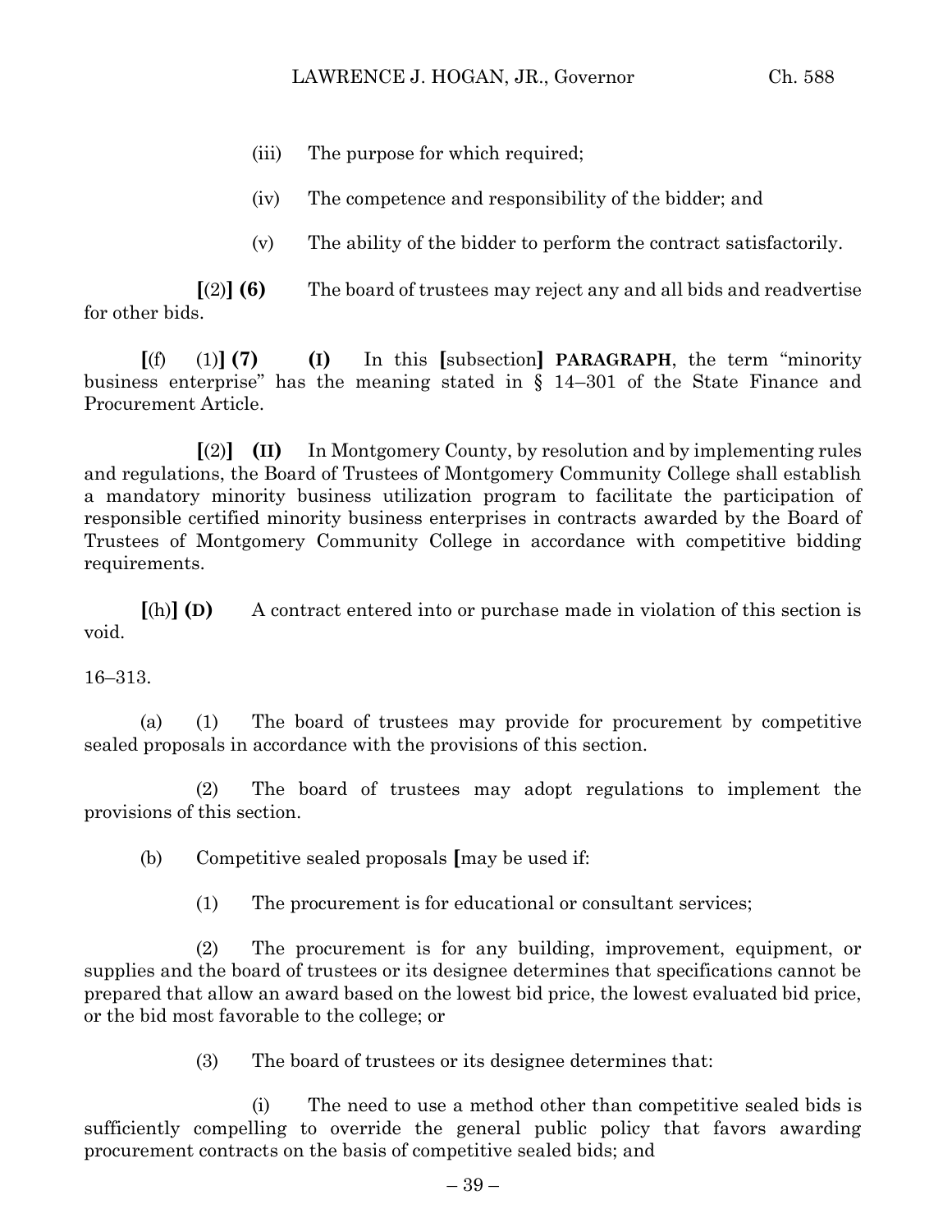(iii) The purpose for which required;

(iv) The competence and responsibility of the bidder; and

(v) The ability of the bidder to perform the contract satisfactorily.

**[**(2)**] (6)** The board of trustees may reject any and all bids and readvertise for other bids.

**[**(f) (1)**] (7) (I)** In this **[**subsection**] PARAGRAPH**, the term "minority business enterprise" has the meaning stated in § 14–301 of the State Finance and Procurement Article.

**[**(2)**] (II)** In Montgomery County, by resolution and by implementing rules and regulations, the Board of Trustees of Montgomery Community College shall establish a mandatory minority business utilization program to facilitate the participation of responsible certified minority business enterprises in contracts awarded by the Board of Trustees of Montgomery Community College in accordance with competitive bidding requirements.

**[**(h)**] (D)** A contract entered into or purchase made in violation of this section is void.

16–313.

(a) (1) The board of trustees may provide for procurement by competitive sealed proposals in accordance with the provisions of this section.

(2) The board of trustees may adopt regulations to implement the provisions of this section.

(b) Competitive sealed proposals **[**may be used if:

(1) The procurement is for educational or consultant services;

(2) The procurement is for any building, improvement, equipment, or supplies and the board of trustees or its designee determines that specifications cannot be prepared that allow an award based on the lowest bid price, the lowest evaluated bid price, or the bid most favorable to the college; or

(3) The board of trustees or its designee determines that:

(i) The need to use a method other than competitive sealed bids is sufficiently compelling to override the general public policy that favors awarding procurement contracts on the basis of competitive sealed bids; and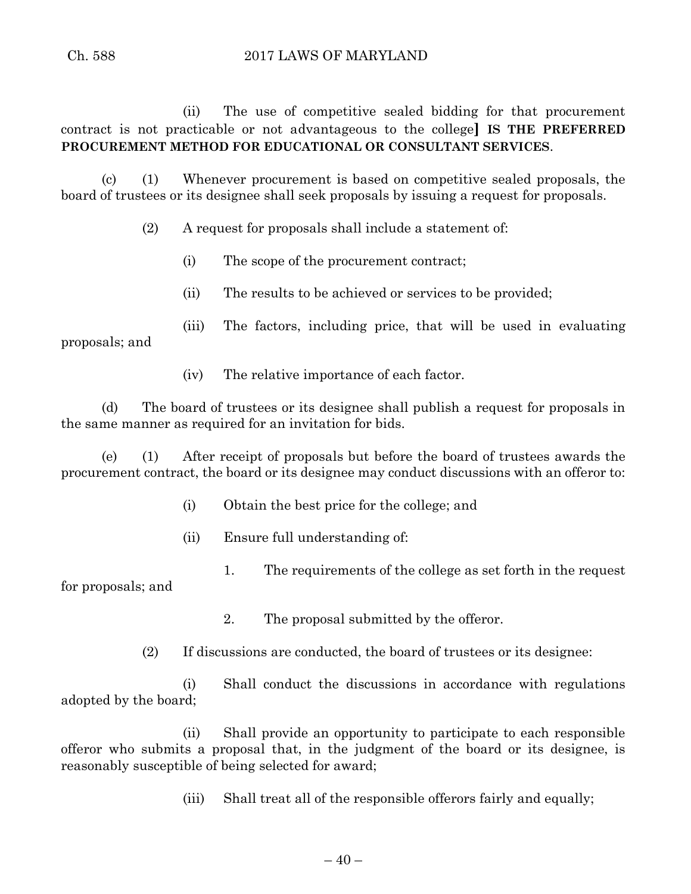(ii) The use of competitive sealed bidding for that procurement contract is not practicable or not advantageous to the college] **IS THE PREFERRED PROCUREMENT METHOD FOR EDUCATIONAL OR CONSULTANT SERVICES**.

(c) (1) Whenever procurement is based on competitive sealed proposals, the board of trustees or its designee shall seek proposals by issuing a request for proposals.

(2) A request for proposals shall include a statement of:

(i) The scope of the procurement contract;

(ii) The results to be achieved or services to be provided;

(iii) The factors, including price, that will be used in evaluating proposals; and

(iv) The relative importance of each factor.

(d) The board of trustees or its designee shall publish a request for proposals in the same manner as required for an invitation for bids.

(e) (1) After receipt of proposals but before the board of trustees awards the procurement contract, the board or its designee may conduct discussions with an offeror to:

(i) Obtain the best price for the college; and

(ii) Ensure full understanding of:

1. The requirements of the college as set forth in the request for proposals; and

2. The proposal submitted by the offeror.

(2) If discussions are conducted, the board of trustees or its designee:

(i) Shall conduct the discussions in accordance with regulations adopted by the board;

(ii) Shall provide an opportunity to participate to each responsible offeror who submits a proposal that, in the judgment of the board or its designee, is reasonably susceptible of being selected for award;

(iii) Shall treat all of the responsible offerors fairly and equally;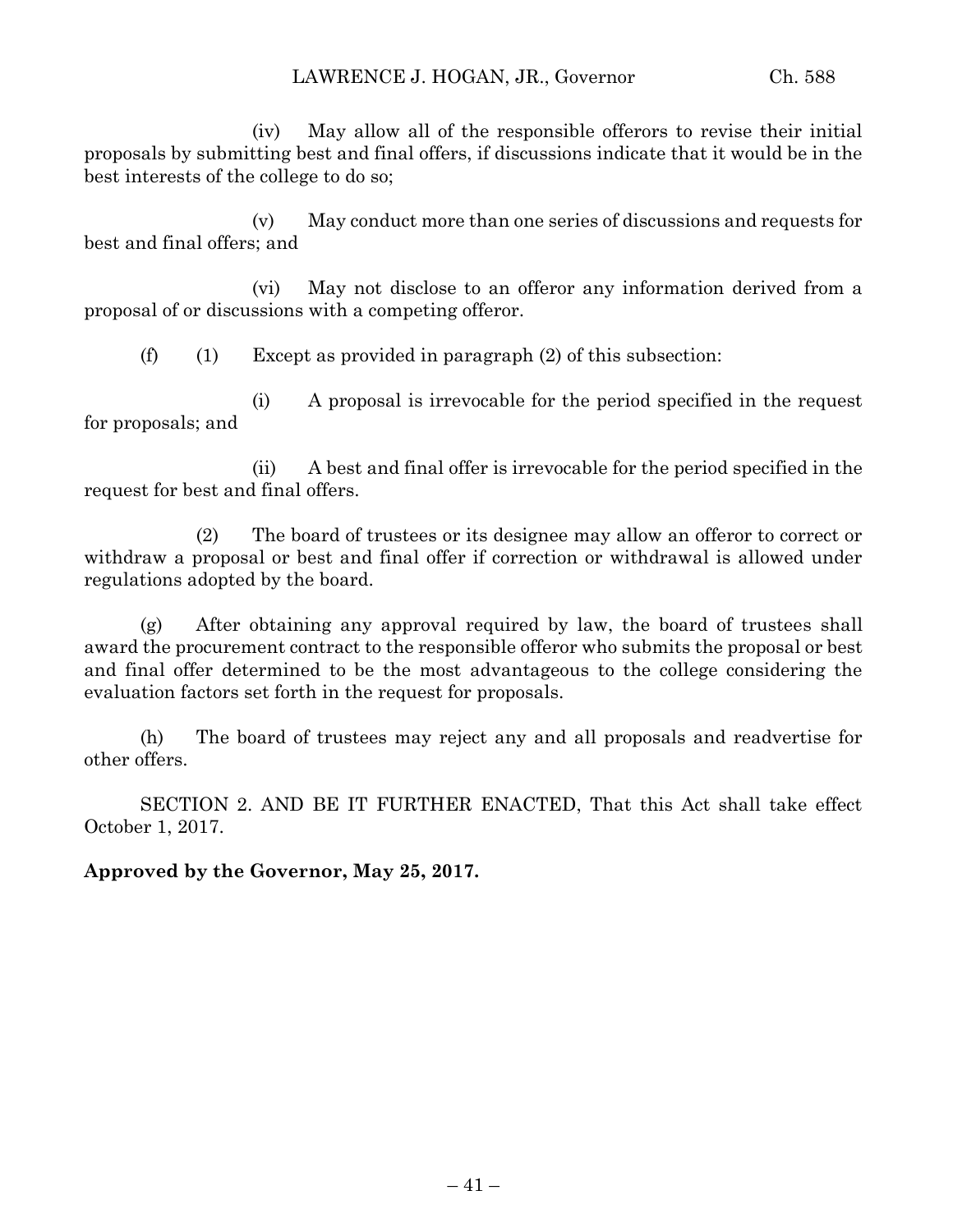(iv) May allow all of the responsible offerors to revise their initial proposals by submitting best and final offers, if discussions indicate that it would be in the best interests of the college to do so;

(v) May conduct more than one series of discussions and requests for best and final offers; and

(vi) May not disclose to an offeror any information derived from a proposal of or discussions with a competing offeror.

(f) (1) Except as provided in paragraph (2) of this subsection:

(i) A proposal is irrevocable for the period specified in the request for proposals; and

(ii) A best and final offer is irrevocable for the period specified in the request for best and final offers.

(2) The board of trustees or its designee may allow an offeror to correct or withdraw a proposal or best and final offer if correction or withdrawal is allowed under regulations adopted by the board.

(g) After obtaining any approval required by law, the board of trustees shall award the procurement contract to the responsible offeror who submits the proposal or best and final offer determined to be the most advantageous to the college considering the evaluation factors set forth in the request for proposals.

(h) The board of trustees may reject any and all proposals and readvertise for other offers.

SECTION 2. AND BE IT FURTHER ENACTED, That this Act shall take effect October 1, 2017.

**Approved by the Governor, May 25, 2017.**